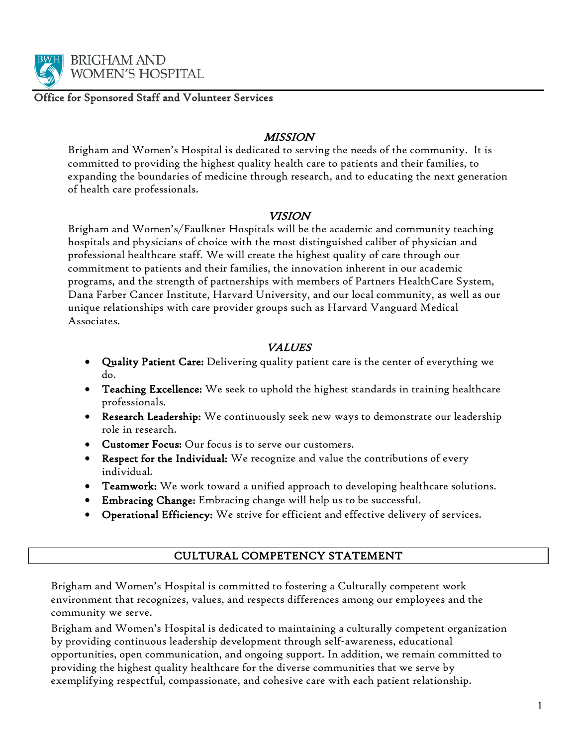# BRIGHAM AND WOMEN'S HOSPITAL

Office for Sponsored Staff and Volunteer Services

## *MISSION*

Brigham and Women's Hospital is dedicated to serving the needs of the community. It is committed to providing the highest quality health care to patients and their families, to expanding the boundaries of medicine through research, and to educating the next generation of health care professionals.

## *VISION*

Brigham and Women's/Faulkner Hospitals will be the academic and community teaching hospitals and physicians of choice with the most distinguished caliber of physician and professional healthcare staff. We will create the highest quality of care through our commitment to patients and their families, the innovation inherent in our academic programs, and the strength of partnerships with members of Partners HealthCare System, Dana Farber Cancer Institute, Harvard University, and our local community, as well as our unique relationships with care provider groups such as Harvard Vanguard Medical Associates.

## *VALUES*

- **Quality Patient Care:** Delivering quality patient care is the center of everything we do.
- **Teaching Excellence:** We seek to uphold the highest standards in training healthcare professionals.
- **Research Leadership:** We continuously seek new ways to demonstrate our leadership role in research.
- **Customer Focus:** Our focus is to serve our customers.
- **Respect for the Individual:** We recognize and value the contributions of every individual.
- **Teamwork:** We work toward a unified approach to developing healthcare solutions.
- **Embracing Change:** Embracing change will help us to be successful.
- **Operational Efficiency:** We strive for efficient and effective delivery of services.

## CULTURAL COMPETENCY STATEMENT

Brigham and Women's Hospital is committed to fostering a Culturally competent work environment that recognizes, values, and respects differences among our employees and the community we serve.

Brigham and Women's Hospital is dedicated to maintaining a culturally competent organization by providing continuous leadership development through self-awareness, educational opportunities, open communication, and ongoing support. In addition, we remain committed to providing the highest quality healthcare for the diverse communities that we serve by exemplifying respectful, compassionate, and cohesive care with each patient relationship.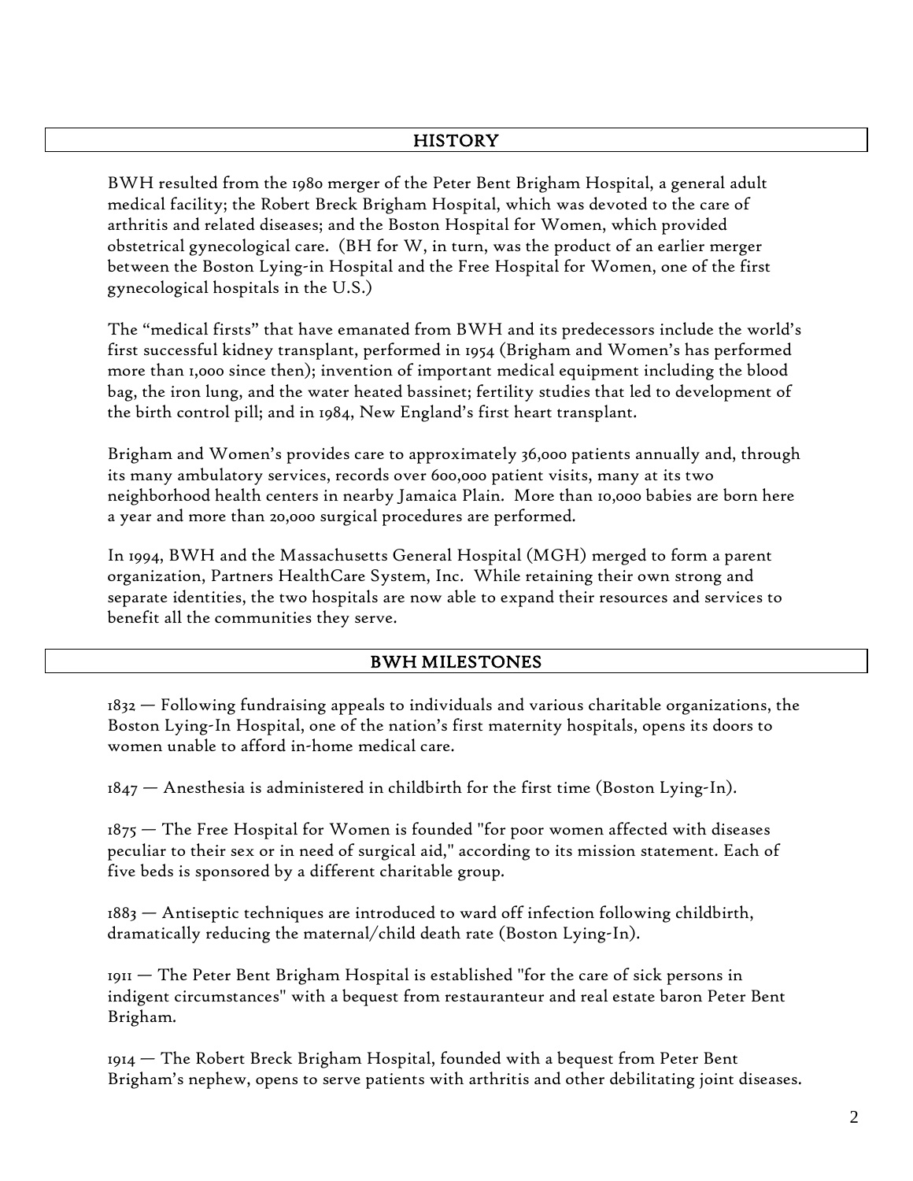## HISTORY

BWH resulted from the 1980 merger of the Peter Bent Brigham Hospital, a general adult medical facility; the Robert Breck Brigham Hospital, which was devoted to the care of arthritis and related diseases; and the Boston Hospital for Women, which provided obstetrical gynecological care. (BH for W, in turn, was the product of an earlier merger between the Boston Lying-in Hospital and the Free Hospital for Women, one of the first gynecological hospitals in the U.S.)

The "medical firsts" that have emanated from BWH and its predecessors include the world's first successful kidney transplant, performed in 1954 (Brigham and Women's has performed more than 1,000 since then); invention of important medical equipment including the blood bag, the iron lung, and the water heated bassinet; fertility studies that led to development of the birth control pill; and in 1984, New England's first heart transplant.

Brigham and Women's provides care to approximately 36,000 patients annually and, through its many ambulatory services, records over 600,000 patient visits, many at its two neighborhood health centers in nearby Jamaica Plain. More than 10,000 babies are born here a year and more than 20,000 surgical procedures are performed.

In 1994, BWH and the Massachusetts General Hospital (MGH) merged to form a parent organization, Partners HealthCare System, Inc. While retaining their own strong and separate identities, the two hospitals are now able to expand their resources and services to benefit all the communities they serve.

## BWH MILESTONES

1832 — Following fundraising appeals to individuals and various charitable organizations, the Boston Lying-In Hospital, one of the nation's first maternity hospitals, opens its doors to women unable to afford in-home medical care.

1847 — Anesthesia is administered in childbirth for the first time (Boston Lying-In).

1875 — The Free Hospital for Women is founded "for poor women affected with diseases peculiar to their sex or in need of surgical aid," according to its mission statement. Each of five beds is sponsored by a different charitable group.

1883 — Antiseptic techniques are introduced to ward off infection following childbirth, dramatically reducing the maternal/child death rate (Boston Lying-In).

1911 — The Peter Bent Brigham Hospital is established "for the care of sick persons in indigent circumstances" with a bequest from restauranteur and real estate baron Peter Bent Brigham.

1914 — The Robert Breck Brigham Hospital, founded with a bequest from Peter Bent Brigham's nephew, opens to serve patients with arthritis and other debilitating joint diseases.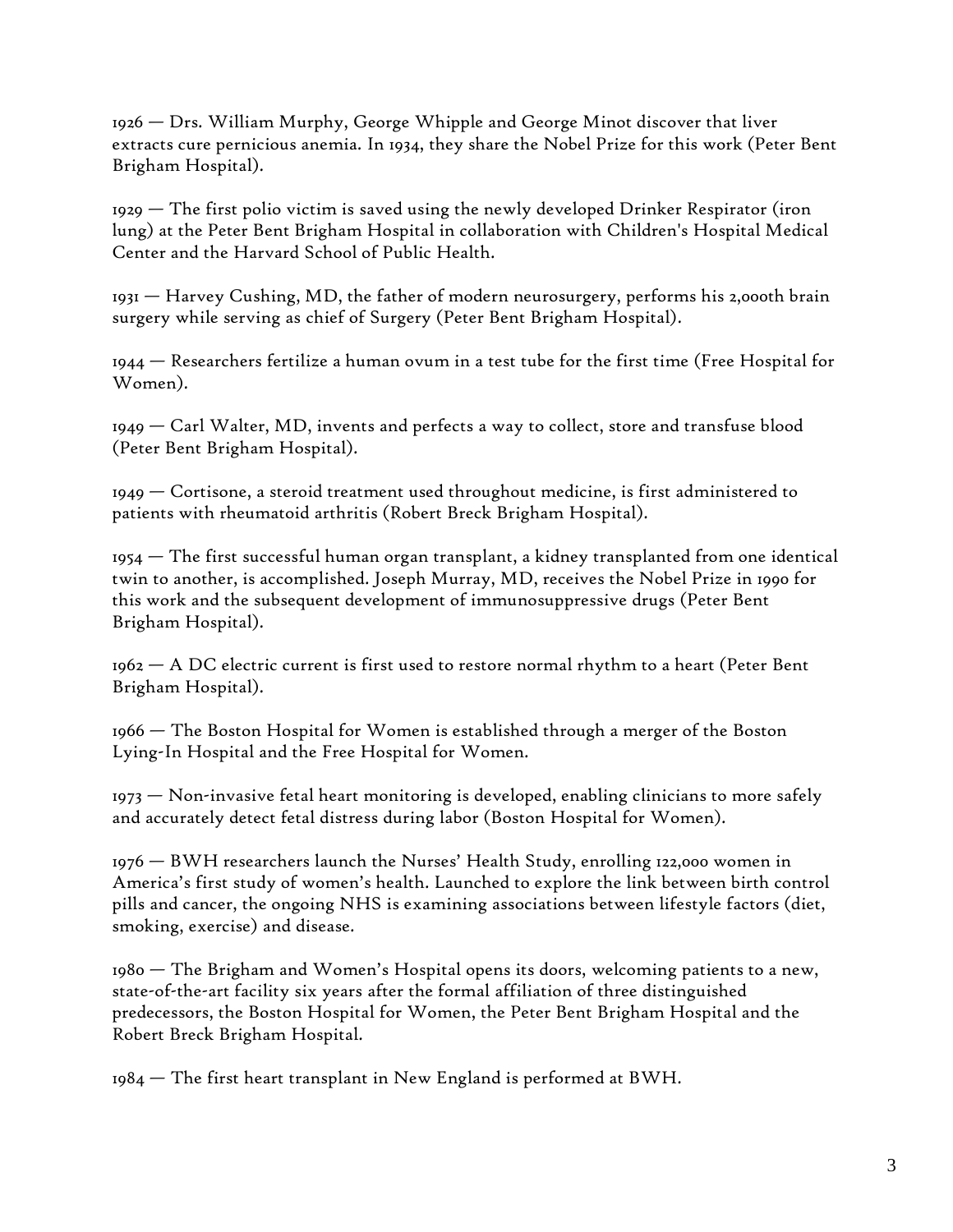1926 — Drs. William Murphy, George Whipple and George Minot discover that liver extracts cure pernicious anemia. In 1934, they share the Nobel Prize for this work (Peter Bent Brigham Hospital).

1929 — The first polio victim is saved using the newly developed Drinker Respirator (iron lung) at the Peter Bent Brigham Hospital in collaboration with Children's Hospital Medical Center and the Harvard School of Public Health.

1931 — Harvey Cushing, MD, the father of modern neurosurgery, performs his 2,000th brain surgery while serving as chief of Surgery (Peter Bent Brigham Hospital).

1944 — Researchers fertilize a human ovum in a test tube for the first time (Free Hospital for Women).

1949 — Carl Walter, MD, invents and perfects a way to collect, store and transfuse blood (Peter Bent Brigham Hospital).

1949 — Cortisone, a steroid treatment used throughout medicine, is first administered to patients with rheumatoid arthritis (Robert Breck Brigham Hospital).

1954 — The first successful human organ transplant, a kidney transplanted from one identical twin to another, is accomplished. Joseph Murray, MD, receives the Nobel Prize in 1990 for this work and the subsequent development of immunosuppressive drugs (Peter Bent Brigham Hospital).

1962 — A DC electric current is first used to restore normal rhythm to a heart (Peter Bent Brigham Hospital).

1966 — The Boston Hospital for Women is established through a merger of the Boston Lying-In Hospital and the Free Hospital for Women.

1973 — Non-invasive fetal heart monitoring is developed, enabling clinicians to more safely and accurately detect fetal distress during labor (Boston Hospital for Women).

1976 — BWH researchers launch the Nurses' Health Study, enrolling 122,000 women in America's first study of women's health. Launched to explore the link between birth control pills and cancer, the ongoing NHS is examining associations between lifestyle factors (diet, smoking, exercise) and disease.

1980 — The Brigham and Women's Hospital opens its doors, welcoming patients to a new, state-of-the-art facility six years after the formal affiliation of three distinguished predecessors, the Boston Hospital for Women, the Peter Bent Brigham Hospital and the Robert Breck Brigham Hospital.

1984 — The first heart transplant in New England is performed at BWH.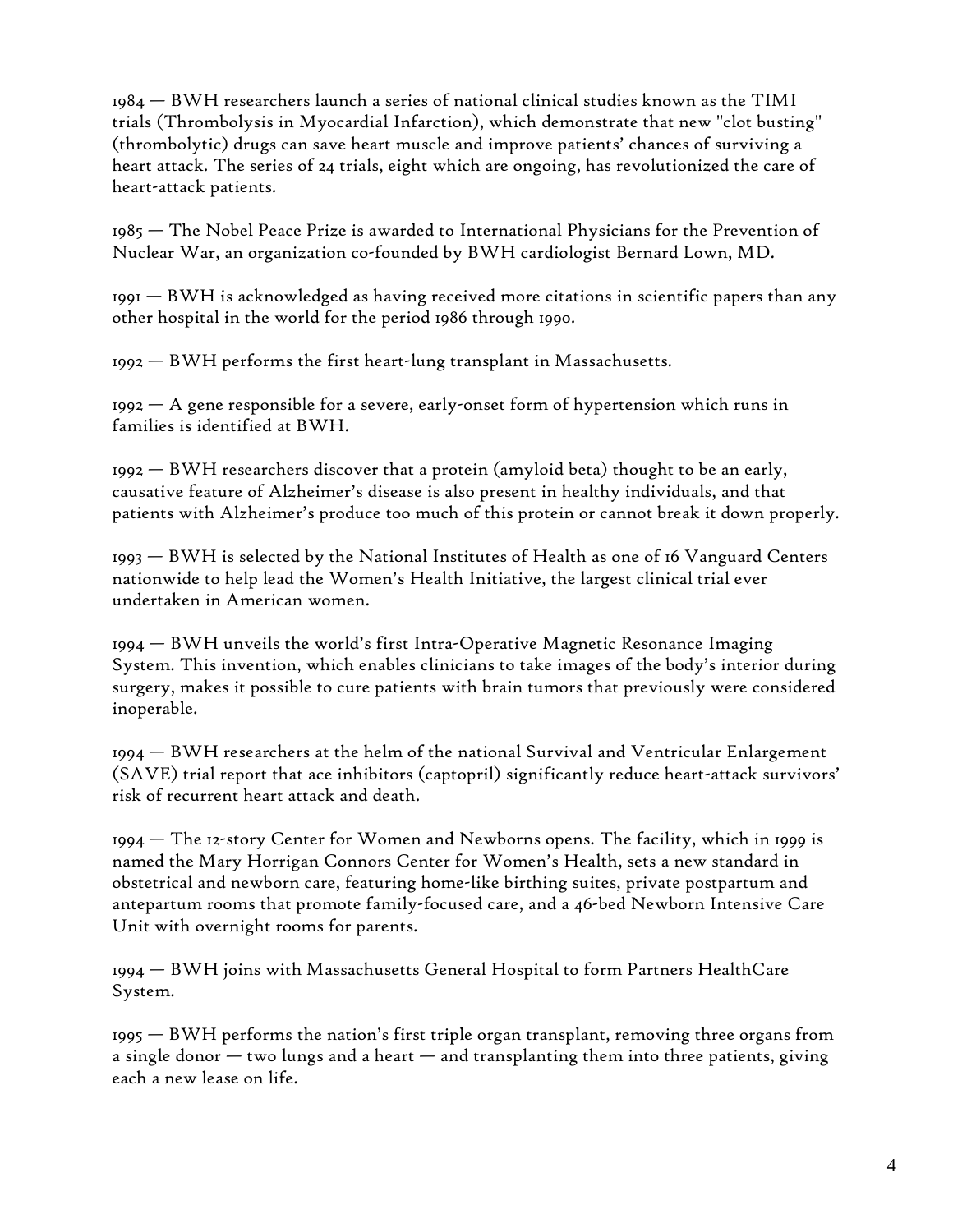1984 — BWH researchers launch a series of national clinical studies known as the TIMI trials (Thrombolysis in Myocardial Infarction), which demonstrate that new "clot busting" (thrombolytic) drugs can save heart muscle and improve patients' chances of surviving a heart attack. The series of 24 trials, eight which are ongoing, has revolutionized the care of heart-attack patients.

1985 — The Nobel Peace Prize is awarded to International Physicians for the Prevention of Nuclear War, an organization co-founded by BWH cardiologist Bernard Lown, MD.

1991 — BWH is acknowledged as having received more citations in scientific papers than any other hospital in the world for the period 1986 through 1990.

1992 — BWH performs the first heart-lung transplant in Massachusetts.

1992 — A gene responsible for a severe, early-onset form of hypertension which runs in families is identified at BWH.

1992 — BWH researchers discover that a protein (amyloid beta) thought to be an early, causative feature of Alzheimer's disease is also present in healthy individuals, and that patients with Alzheimer's produce too much of this protein or cannot break it down properly.

1993 — BWH is selected by the National Institutes of Health as one of 16 Vanguard Centers nationwide to help lead the Women's Health Initiative, the largest clinical trial ever undertaken in American women.

1994 — BWH unveils the world's first Intra-Operative Magnetic Resonance Imaging System. This invention, which enables clinicians to take images of the body's interior during surgery, makes it possible to cure patients with brain tumors that previously were considered inoperable.

1994 — BWH researchers at the helm of the national Survival and Ventricular Enlargement (SAVE) trial report that ace inhibitors (captopril) significantly reduce heart-attack survivors' risk of recurrent heart attack and death.

1994 — The 12-story Center for Women and Newborns opens. The facility, which in 1999 is named the Mary Horrigan Connors Center for Women's Health, sets a new standard in obstetrical and newborn care, featuring home-like birthing suites, private postpartum and antepartum rooms that promote family-focused care, and a 46-bed Newborn Intensive Care Unit with overnight rooms for parents.

1994 — BWH joins with Massachusetts General Hospital to form Partners HealthCare System.

1995 — BWH performs the nation's first triple organ transplant, removing three organs from a single donor — two lungs and a heart — and transplanting them into three patients, giving each a new lease on life.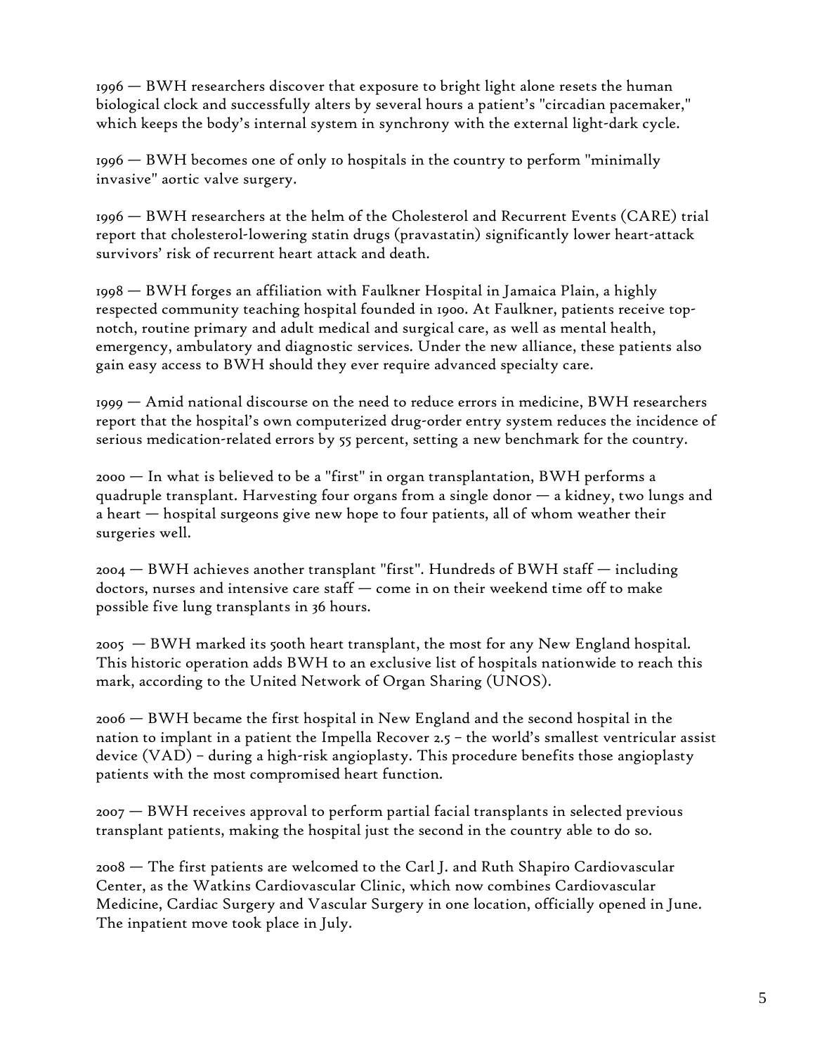1996 — BWH researchers discover that exposure to bright light alone resets the human biological clock and successfully alters by several hours a patient's "circadian pacemaker," which keeps the body's internal system in synchrony with the external light-dark cycle.

1996 — BWH becomes one of only 10 hospitals in the country to perform "minimally invasive" aortic valve surgery.

1996 — BWH researchers at the helm of the Cholesterol and Recurrent Events (CARE) trial report that cholesterol-lowering statin drugs (pravastatin) significantly lower heart-attack survivors' risk of recurrent heart attack and death.

1998 — BWH forges an affiliation with Faulkner Hospital in Jamaica Plain, a highly respected community teaching hospital founded in 1900. At Faulkner, patients receive top-notch, routine primary and adult medical and surgical care, as well as mental health, emergency, ambulatory and diagnostic services. Under the new alliance, these patients also gain easy access to BWH should they ever require advanced specialty care.

1999 — Amid national discourse on the need to reduce errors in medicine, BWH researchers report that the hospital's own computerized drug-order entry system reduces the incidence of serious medication-related errors by 55 percent, setting a new benchmark for the country.

2000 — In what is believed to be a "first" in organ transplantation, BWH performs a quadruple transplant. Harvesting four organs from a single donor — a kidney, two lungs and a heart — hospital surgeons give new hope to four patients, all of whom weather their surgeries well.

2004 — BWH achieves another transplant "first". Hundreds of BWH staff — including doctors, nurses and intensive care staff — come in on their weekend time off to make possible five lung transplants in 36 hours.

2005 — BWH marked its 500th heart transplant, the most for any New England hospital. This historic operation adds BWH to an exclusive list of hospitals nationwide to reach this mark, according to the United Network of Organ Sharing (UNOS).

2006 — BWH became the first hospital in New England and the second hospital in the nation to implant in a patient the Impella Recover 2.5 – the world's smallest ventricular assist device (VAD) – during a high-risk angioplasty. This procedure benefits those angioplasty patients with the most compromised heart function.

2007 — BWH receives approval to perform partial facial transplants in selected previous transplant patients, making the hospital just the second in the country able to do so.

2008 — The first patients are welcomed to the Carl J. and Ruth Shapiro Cardiovascular Center, as the Watkins Cardiovascular Clinic, which now combines Cardiovascular Medicine, Cardiac Surgery and Vascular Surgery in one location, officially opened in June. The inpatient move took place in July.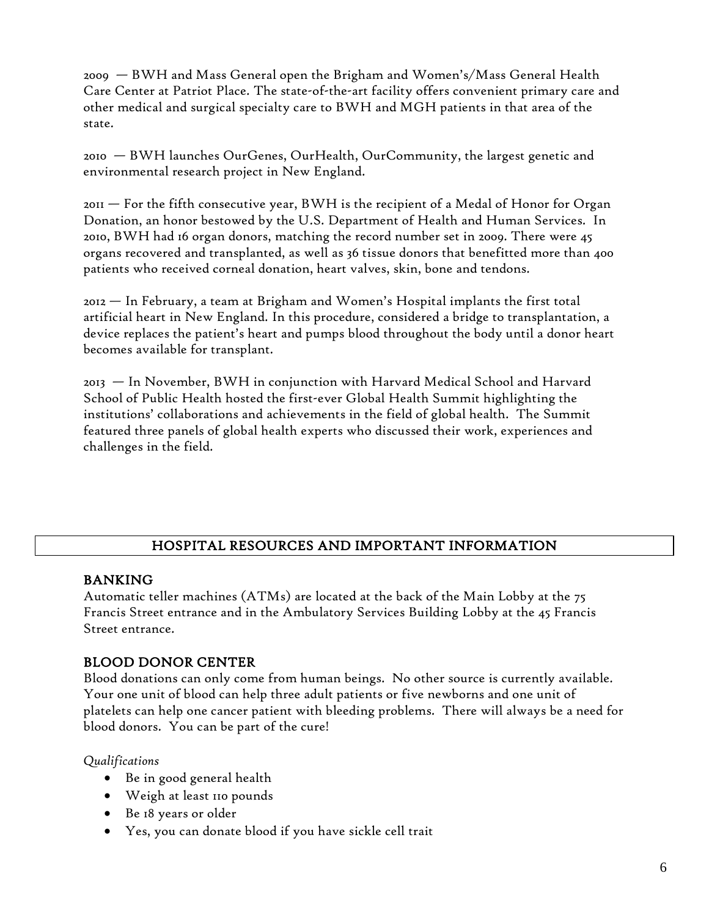2009 — BWH and Mass General open the Brigham and Women's/Mass General Health Care Center at Patriot Place. The state-of-the-art facility offers convenient primary care and other medical and surgical specialty care to BWH and MGH patients in that area of the state.

2010 — BWH launches OurGenes, OurHealth, OurCommunity, the largest genetic and environmental research project in New England.

2011 — For the fifth consecutive year, BWH is the recipient of a Medal of Honor for Organ Donation, an honor bestowed by the U.S. Department of Health and Human Services. In 2010, BWH had 16 organ donors, matching the record number set in 2009. There were 45 organs recovered and transplanted, as well as 36 tissue donors that benefitted more than 400 patients who received corneal donation, heart valves, skin, bone and tendons.

2012 — In February, a team at Brigham and Women's Hospital implants the first total artificial heart in New England. In this procedure, considered a bridge to transplantation, a device replaces the patient's heart and pumps blood throughout the body until a donor heart becomes available for transplant.

2013 — In November, BWH in conjunction with Harvard Medical School and Harvard School of Public Health hosted the first-ever Global Health Summit highlighting the institutions' collaborations and achievements in the field of global health. The Summit featured three panels of global health experts who discussed their work, experiences and challenges in the field.

## HOSPITAL RESOURCES AND IMPORTANT INFORMATION

### BANKING

Automatic teller machines (ATMs) are located at the back of the Main Lobby at the 75 Francis Street entrance and in the Ambulatory Services Building Lobby at the 45 Francis Street entrance.

### BLOOD DONOR CENTER

Blood donations can only come from human beings. No other source is currently available. Your one unit of blood can help three adult patients or five newborns and one unit of platelets can help one cancer patient with bleeding problems. There will always be a need for blood donors. You can be part of the cure!

*Qualifications*

- Be in good general health
- Weigh at least 110 pounds
- Be 18 years or older
- Yes, you can donate blood if you have sickle cell trait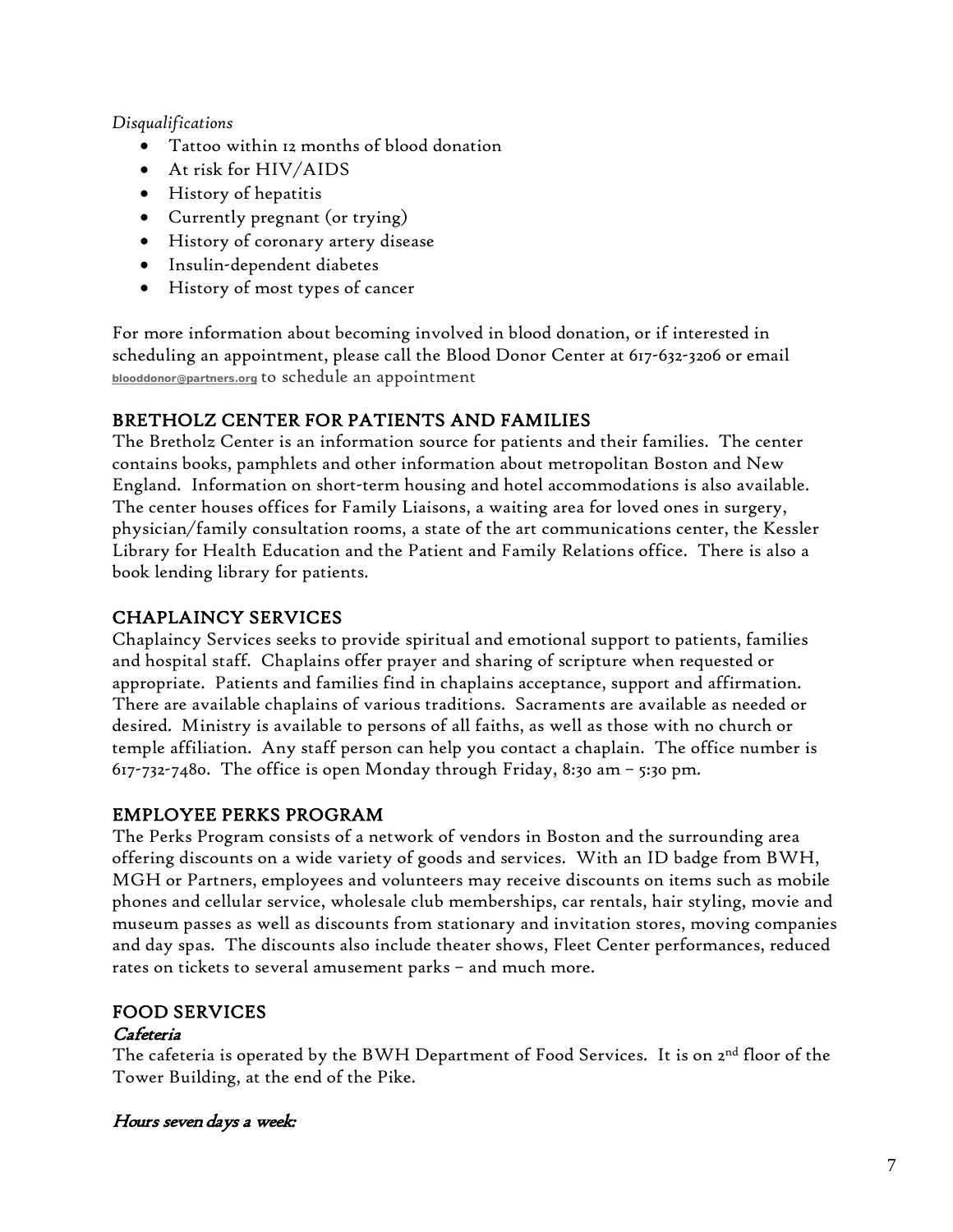*Disqualifications*

- Tattoo within 12 months of blood donation
- At risk for HIV/AIDS
- History of hepatitis
- Currently pregnant (or trying)
- History of coronary artery disease
- Insulin-dependent diabetes
- History of most types of cancer

For more information about becoming involved in blood donation, or if interested in scheduling an appointment, please call the Blood Donor Center at 617-632-3206 or email blooddonor@partners.org to schedule an appointment

## BRETHOLZ CENTER FOR PATIENTS AND FAMILIES

The Bretholz Center is an information source for patients and their families. The center contains books, pamphlets and other information about metropolitan Boston and New England. Information on short-term housing and hotel accommodations is also available. The center houses offices for Family Liaisons, a waiting area for loved ones in surgery, physician/family consultation rooms, a state of the art communications center, the Kessler Library for Health Education and the Patient and Family Relations office. There is also a book lending library for patients.

## CHAPLAINCY SERVICES

Chaplaincy Services seeks to provide spiritual and emotional support to patients, families and hospital staff. Chaplains offer prayer and sharing of scripture when requested or appropriate. Patients and families find in chaplains acceptance, support and affirmation. There are available chaplains of various traditions. Sacraments are available as needed or desired. Ministry is available to persons of all faiths, as well as those with no church or temple affiliation. Any staff person can help you contact a chaplain. The office number is 617-732-7480. The office is open Monday through Friday, 8:30 am – 5:30 pm.

## EMPLOYEE PERKS PROGRAM

The Perks Program consists of a network of vendors in Boston and the surrounding area offering discounts on a wide variety of goods and services. With an ID badge from BWH, MGH or Partners, employees and volunteers may receive discounts on items such as mobile phones and cellular service, wholesale club memberships, car rentals, hair styling, movie and museum passes as well as discounts from stationary and invitation stores, moving companies and day spas. The discounts also include theater shows, Fleet Center performances, reduced rates on tickets to several amusement parks – and much more.

## FOOD SERVICES

### *Cafeteria*

The cafeteria is operated by the BWH Department of Food Services. It is on 2nd floor of the Tower Building, at the end of the Pike.

***Hours seven days a week:***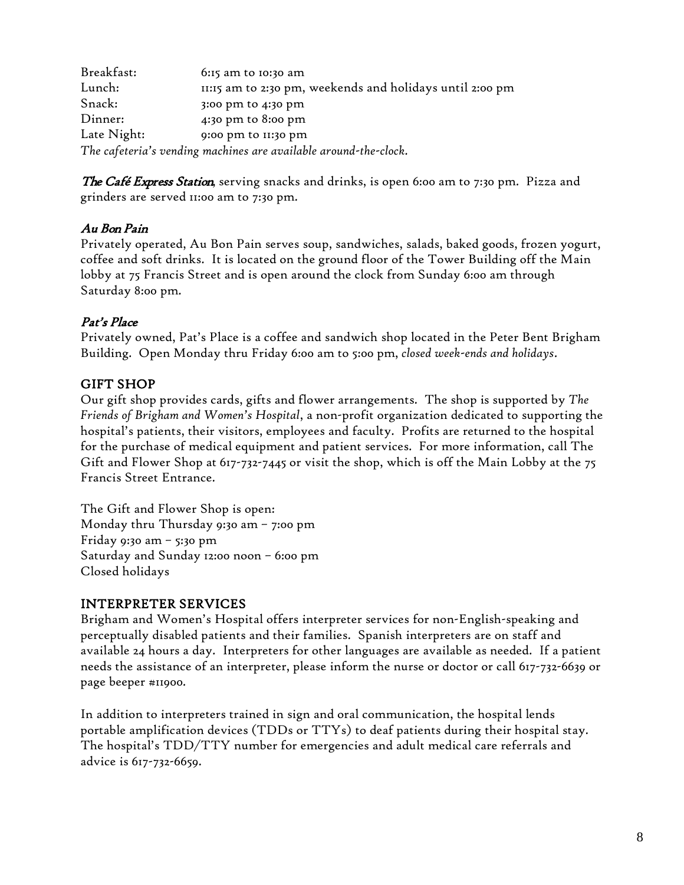| | |
|---|---|
| Breakfast: | 6:15 am to 10:30 am |
| Lunch: | 11:15 am to 2:30 pm, weekends and holidays until 2:00 pm |
| Snack: | 3:00 pm to 4:30 pm |
| Dinner: | 4:30 pm to 8:00 pm |
| Late Night: | 9:00 pm to 11:30 pm |

*The cafeteria's vending machines are available around-the-clock.*

***The Café Express Station***, serving snacks and drinks, is open 6:00 am to 7:30 pm. Pizza and grinders are served 11:00 am to 7:30 pm.

***Au Bon Pain***

Privately operated, Au Bon Pain serves soup, sandwiches, salads, baked goods, frozen yogurt, coffee and soft drinks. It is located on the ground floor of the Tower Building off the Main lobby at 75 Francis Street and is open around the clock from Sunday 6:00 am through Saturday 8:00 pm.

***Pat's Place***

Privately owned, Pat's Place is a coffee and sandwich shop located in the Peter Bent Brigham Building. Open Monday thru Friday 6:00 am to 5:00 pm, *closed week-ends and holidays*.

## GIFT SHOP

Our gift shop provides cards, gifts and flower arrangements. The shop is supported by *The Friends of Brigham and Women's Hospital*, a non-profit organization dedicated to supporting the hospital's patients, their visitors, employees and faculty. Profits are returned to the hospital for the purchase of medical equipment and patient services. For more information, call The Gift and Flower Shop at 617-732-7445 or visit the shop, which is off the Main Lobby at the 75 Francis Street Entrance.

The Gift and Flower Shop is open:
Monday thru Thursday 9:30 am – 7:00 pm
Friday 9:30 am – 5:30 pm
Saturday and Sunday 12:00 noon – 6:00 pm
Closed holidays

## INTERPRETER SERVICES

Brigham and Women's Hospital offers interpreter services for non-English-speaking and perceptually disabled patients and their families. Spanish interpreters are on staff and available 24 hours a day. Interpreters for other languages are available as needed. If a patient needs the assistance of an interpreter, please inform the nurse or doctor or call 617-732-6639 or page beeper #11900.

In addition to interpreters trained in sign and oral communication, the hospital lends portable amplification devices (TDDs or TTYs) to deaf patients during their hospital stay. The hospital's TDD/TTY number for emergencies and adult medical care referrals and advice is 617-732-6659.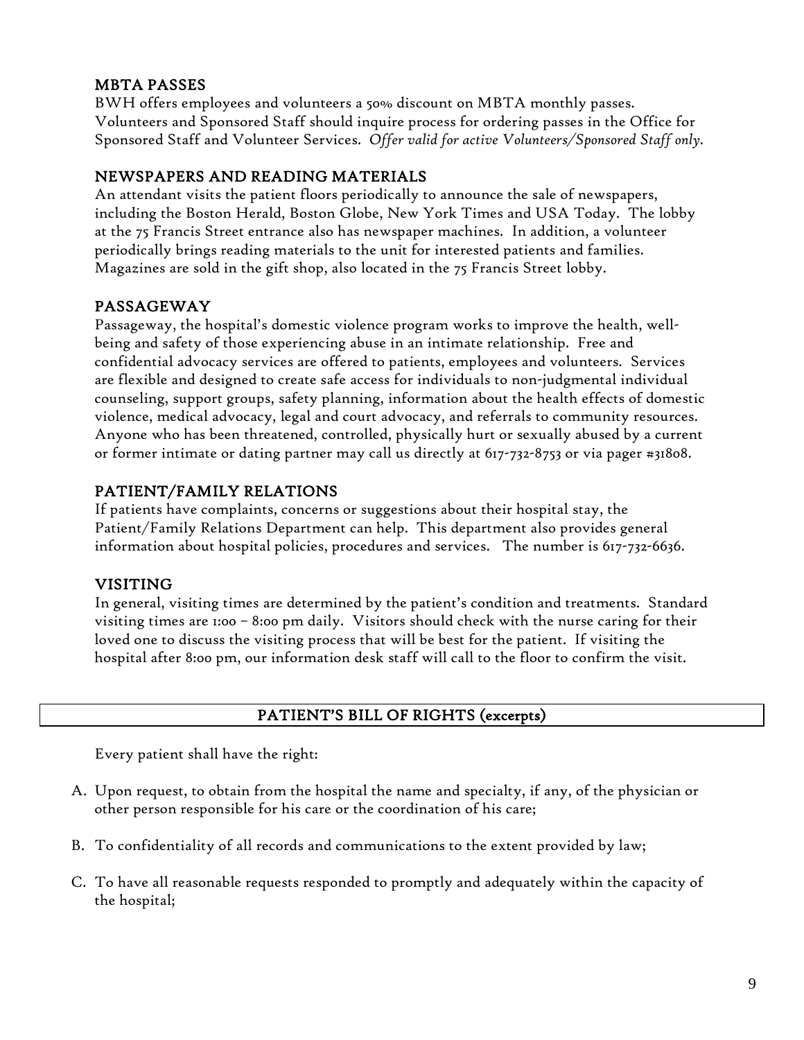## MBTA PASSES

BWH offers employees and volunteers a 50% discount on MBTA monthly passes. Volunteers and Sponsored Staff should inquire process for ordering passes in the Office for Sponsored Staff and Volunteer Services. *Offer valid for active Volunteers/Sponsored Staff only.*

## NEWSPAPERS AND READING MATERIALS

An attendant visits the patient floors periodically to announce the sale of newspapers, including the Boston Herald, Boston Globe, New York Times and USA Today. The lobby at the 75 Francis Street entrance also has newspaper machines. In addition, a volunteer periodically brings reading materials to the unit for interested patients and families. Magazines are sold in the gift shop, also located in the 75 Francis Street lobby.

## PASSAGEWAY

Passageway, the hospital's domestic violence program works to improve the health, well-being and safety of those experiencing abuse in an intimate relationship. Free and confidential advocacy services are offered to patients, employees and volunteers. Services are flexible and designed to create safe access for individuals to non-judgmental individual counseling, support groups, safety planning, information about the health effects of domestic violence, medical advocacy, legal and court advocacy, and referrals to community resources. Anyone who has been threatened, controlled, physically hurt or sexually abused by a current or former intimate or dating partner may call us directly at 617-732-8753 or via pager #31808.

## PATIENT/FAMILY RELATIONS

If patients have complaints, concerns or suggestions about their hospital stay, the Patient/Family Relations Department can help. This department also provides general information about hospital policies, procedures and services. The number is 617-732-6636.

## VISITING

In general, visiting times are determined by the patient's condition and treatments. Standard visiting times are 1:00 – 8:00 pm daily. Visitors should check with the nurse caring for their loved one to discuss the visiting process that will be best for the patient. If visiting the hospital after 8:00 pm, our information desk staff will call to the floor to confirm the visit.

## PATIENT'S BILL OF RIGHTS (excerpts)

Every patient shall have the right:

A. Upon request, to obtain from the hospital the name and specialty, if any, of the physician or other person responsible for his care or the coordination of his care;

B. To confidentiality of all records and communications to the extent provided by law;

C. To have all reasonable requests responded to promptly and adequately within the capacity of the hospital;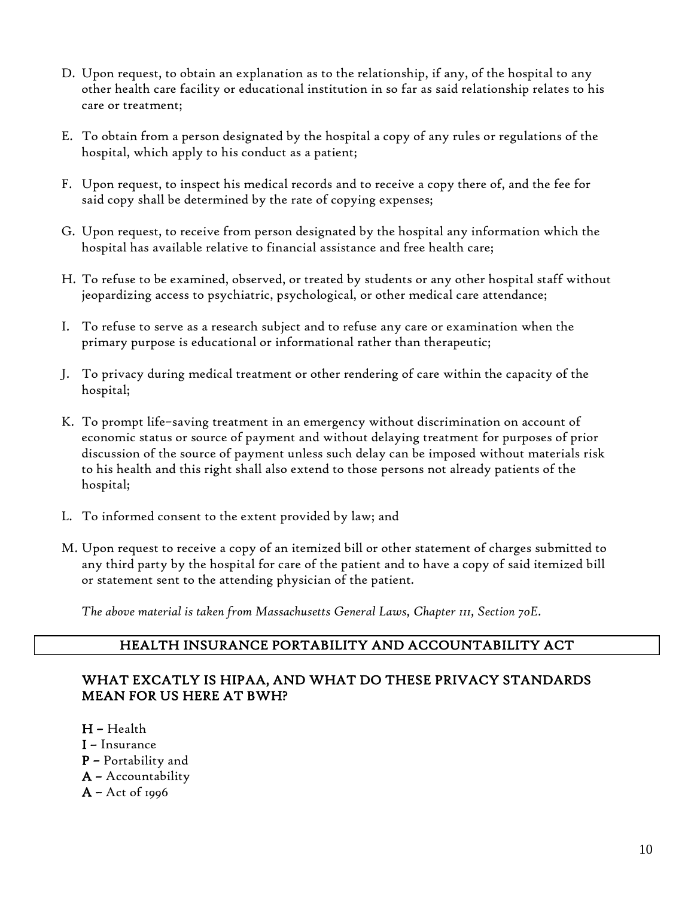D. Upon request, to obtain an explanation as to the relationship, if any, of the hospital to any other health care facility or educational institution in so far as said relationship relates to his care or treatment;

E. To obtain from a person designated by the hospital a copy of any rules or regulations of the hospital, which apply to his conduct as a patient;

F. Upon request, to inspect his medical records and to receive a copy there of, and the fee for said copy shall be determined by the rate of copying expenses;

G. Upon request, to receive from person designated by the hospital any information which the hospital has available relative to financial assistance and free health care;

H. To refuse to be examined, observed, or treated by students or any other hospital staff without jeopardizing access to psychiatric, psychological, or other medical care attendance;

I. To refuse to serve as a research subject and to refuse any care or examination when the primary purpose is educational or informational rather than therapeutic;

J. To privacy during medical treatment or other rendering of care within the capacity of the hospital;

K. To prompt life-saving treatment in an emergency without discrimination on account of economic status or source of payment and without delaying treatment for purposes of prior discussion of the source of payment unless such delay can be imposed without materials risk to his health and this right shall also extend to those persons not already patients of the hospital;

L. To informed consent to the extent provided by law; and

M. Upon request to receive a copy of an itemized bill or other statement of charges submitted to any third party by the hospital for care of the patient and to have a copy of said itemized bill or statement sent to the attending physician of the patient.

*The above material is taken from Massachusetts General Laws, Chapter 111, Section 70E.*

## HEALTH INSURANCE PORTABILITY AND ACCOUNTABILITY ACT

### WHAT EXCATLY IS HIPAA, AND WHAT DO THESE PRIVACY STANDARDS MEAN FOR US HERE AT BWH?

**H –** Health
**I –** Insurance
**P –** Portability and
**A –** Accountability
**A –** Act of 1996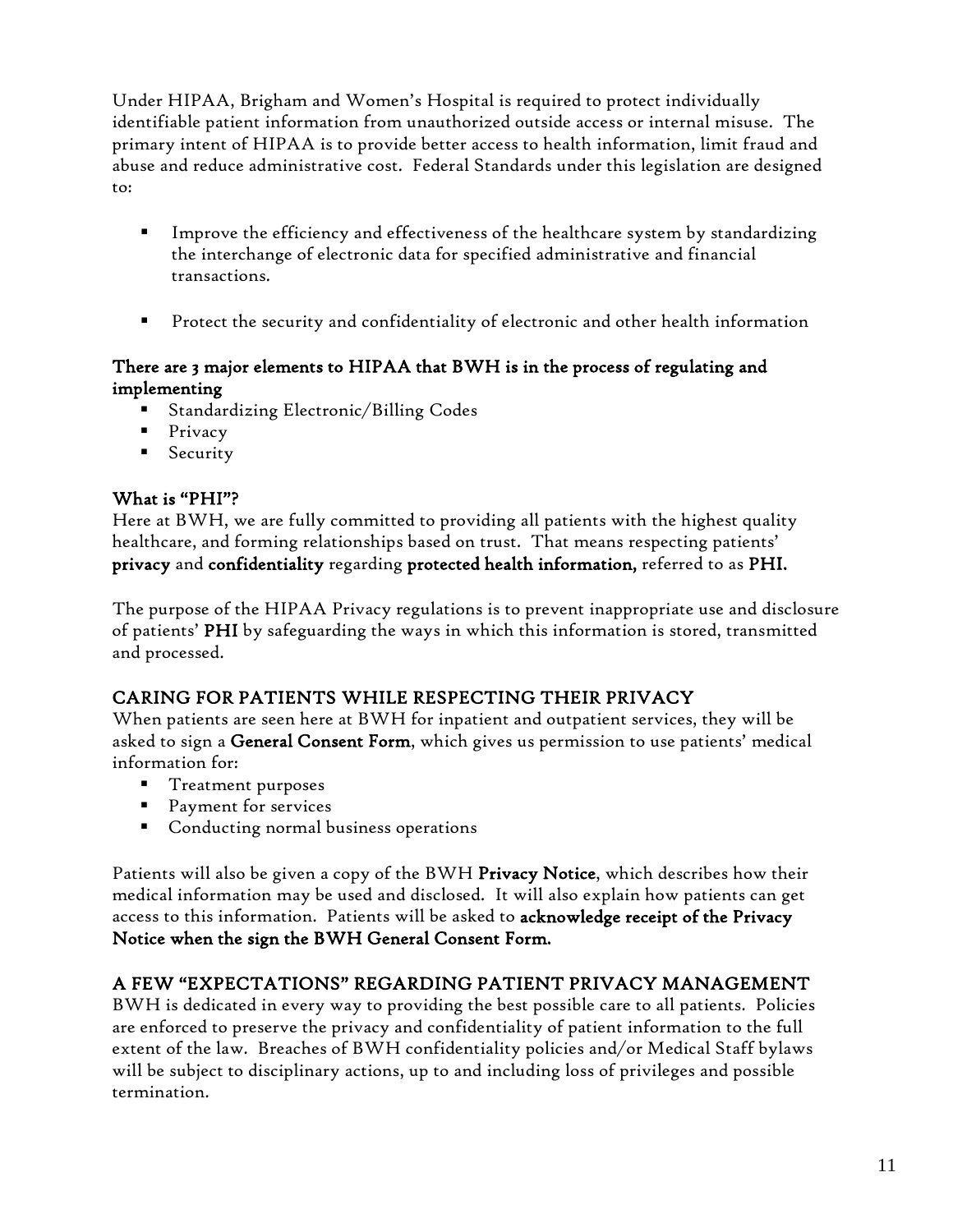Under HIPAA, Brigham and Women's Hospital is required to protect individually identifiable patient information from unauthorized outside access or internal misuse. The primary intent of HIPAA is to provide better access to health information, limit fraud and abuse and reduce administrative cost. Federal Standards under this legislation are designed to:

- Improve the efficiency and effectiveness of the healthcare system by standardizing the interchange of electronic data for specified administrative and financial transactions.

- Protect the security and confidentiality of electronic and other health information

**There are 3 major elements to HIPAA that BWH is in the process of regulating and implementing**

- Standardizing Electronic/Billing Codes
- Privacy
- Security

**What is "PHI"?**

Here at BWH, we are fully committed to providing all patients with the highest quality healthcare, and forming relationships based on trust. That means respecting patients' **privacy** and **confidentiality** regarding **protected health information,** referred to as **PHI.**

The purpose of the HIPAA Privacy regulations is to prevent inappropriate use and disclosure of patients' **PHI** by safeguarding the ways in which this information is stored, transmitted and processed.

## CARING FOR PATIENTS WHILE RESPECTING THEIR PRIVACY

When patients are seen here at BWH for inpatient and outpatient services, they will be asked to sign a **General Consent Form**, which gives us permission to use patients' medical information for:

- Treatment purposes
- Payment for services
- Conducting normal business operations

Patients will also be given a copy of the BWH **Privacy Notice**, which describes how their medical information may be used and disclosed. It will also explain how patients can get access to this information. Patients will be asked to **acknowledge receipt of the Privacy Notice when the sign the BWH General Consent Form.**

## A FEW "EXPECTATIONS" REGARDING PATIENT PRIVACY MANAGEMENT

BWH is dedicated in every way to providing the best possible care to all patients. Policies are enforced to preserve the privacy and confidentiality of patient information to the full extent of the law. Breaches of BWH confidentiality policies and/or Medical Staff bylaws will be subject to disciplinary actions, up to and including loss of privileges and possible termination.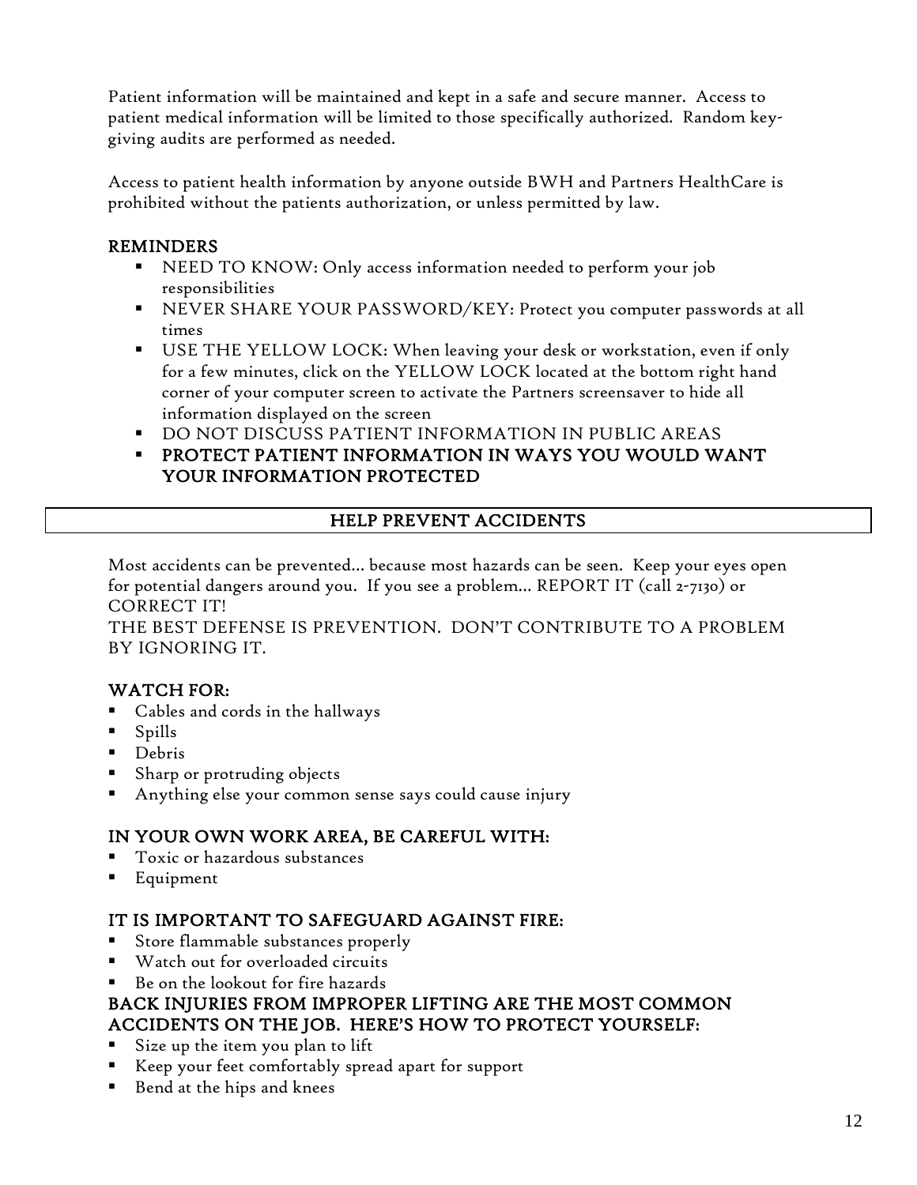Patient information will be maintained and kept in a safe and secure manner. Access to patient medical information will be limited to those specifically authorized. Random key-giving audits are performed as needed.

Access to patient health information by anyone outside BWH and Partners HealthCare is prohibited without the patients authorization, or unless permitted by law.

### REMINDERS

- NEED TO KNOW: Only access information needed to perform your job responsibilities
- NEVER SHARE YOUR PASSWORD/KEY: Protect you computer passwords at all times
- USE THE YELLOW LOCK: When leaving your desk or workstation, even if only for a few minutes, click on the YELLOW LOCK located at the bottom right hand corner of your computer screen to activate the Partners screensaver to hide all information displayed on the screen
- DO NOT DISCUSS PATIENT INFORMATION IN PUBLIC AREAS
- **PROTECT PATIENT INFORMATION IN WAYS YOU WOULD WANT YOUR INFORMATION PROTECTED**

## HELP PREVENT ACCIDENTS

Most accidents can be prevented… because most hazards can be seen. Keep your eyes open for potential dangers around you. If you see a problem… REPORT IT (call 2-7130) or CORRECT IT!
THE BEST DEFENSE IS PREVENTION. DON'T CONTRIBUTE TO A PROBLEM BY IGNORING IT.

### WATCH FOR:

- Cables and cords in the hallways
- Spills
- Debris
- Sharp or protruding objects
- Anything else your common sense says could cause injury

### IN YOUR OWN WORK AREA, BE CAREFUL WITH:

- Toxic or hazardous substances
- Equipment

### IT IS IMPORTANT TO SAFEGUARD AGAINST FIRE:

- Store flammable substances properly
- Watch out for overloaded circuits
- Be on the lookout for fire hazards

### BACK INJURIES FROM IMPROPER LIFTING ARE THE MOST COMMON ACCIDENTS ON THE JOB. HERE'S HOW TO PROTECT YOURSELF:

- Size up the item you plan to lift
- Keep your feet comfortably spread apart for support
- Bend at the hips and knees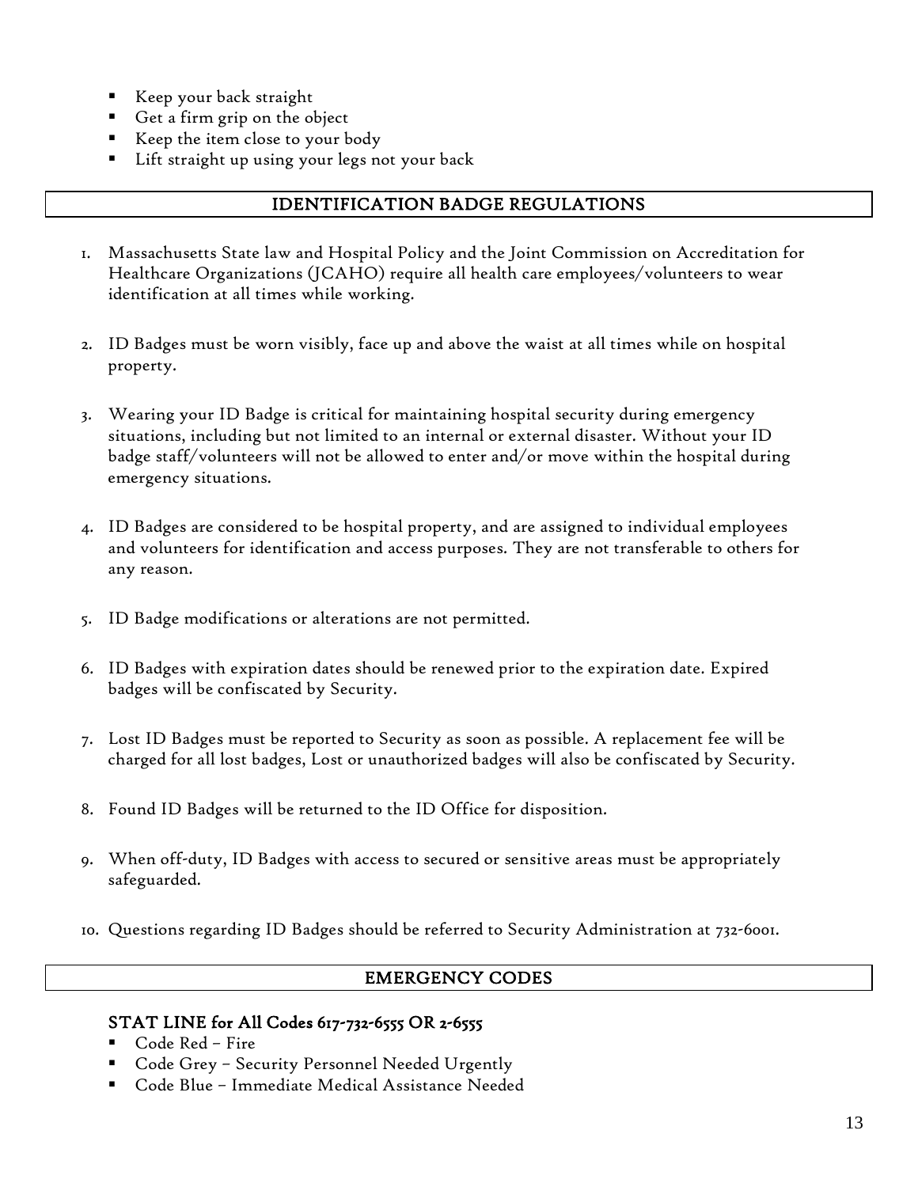- Keep your back straight
- Get a firm grip on the object
- Keep the item close to your body
- Lift straight up using your legs not your back

## IDENTIFICATION BADGE REGULATIONS

1. Massachusetts State law and Hospital Policy and the Joint Commission on Accreditation for Healthcare Organizations (JCAHO) require all health care employees/volunteers to wear identification at all times while working.

2. ID Badges must be worn visibly, face up and above the waist at all times while on hospital property.

3. Wearing your ID Badge is critical for maintaining hospital security during emergency situations, including but not limited to an internal or external disaster. Without your ID badge staff/volunteers will not be allowed to enter and/or move within the hospital during emergency situations.

4. ID Badges are considered to be hospital property, and are assigned to individual employees and volunteers for identification and access purposes. They are not transferable to others for any reason.

5. ID Badge modifications or alterations are not permitted.

6. ID Badges with expiration dates should be renewed prior to the expiration date. Expired badges will be confiscated by Security.

7. Lost ID Badges must be reported to Security as soon as possible. A replacement fee will be charged for all lost badges, Lost or unauthorized badges will also be confiscated by Security.

8. Found ID Badges will be returned to the ID Office for disposition.

9. When off-duty, ID Badges with access to secured or sensitive areas must be appropriately safeguarded.

10. Questions regarding ID Badges should be referred to Security Administration at 732-6001.

## EMERGENCY CODES

### STAT LINE for All Codes 617-732-6555 OR 2-6555

- Code Red – Fire
- Code Grey – Security Personnel Needed Urgently
- Code Blue – Immediate Medical Assistance Needed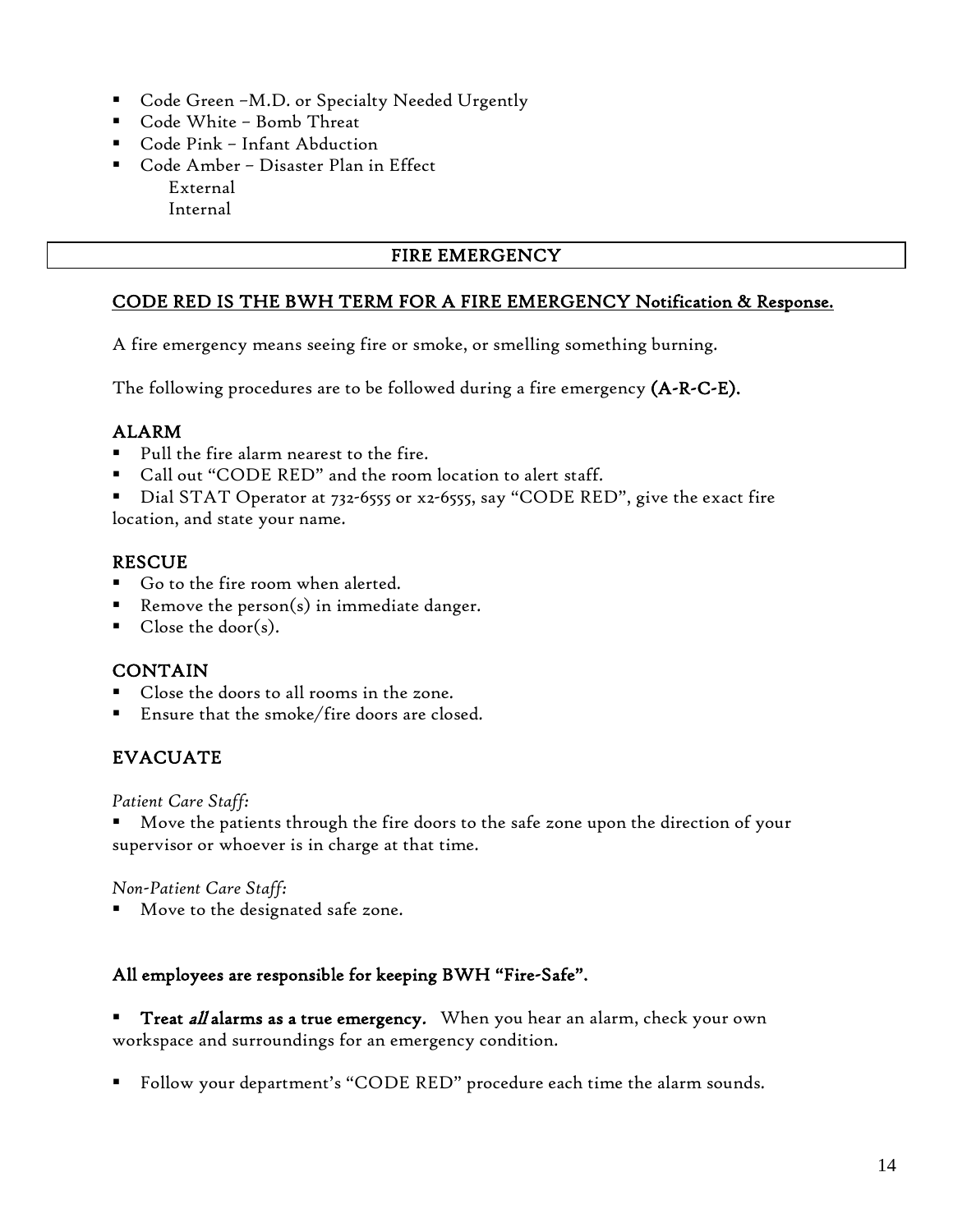- Code Green –M.D. or Specialty Needed Urgently
- Code White – Bomb Threat
- Code Pink – Infant Abduction
- Code Amber – Disaster Plan in Effect
  - External
  - Internal

## FIRE EMERGENCY

**CODE RED IS THE BWH TERM FOR A FIRE EMERGENCY Notification & Response.**

A fire emergency means seeing fire or smoke, or smelling something burning.

The following procedures are to be followed during a fire emergency **(A-R-C-E).**

### ALARM

- Pull the fire alarm nearest to the fire.
- Call out "CODE RED" and the room location to alert staff.
- Dial STAT Operator at 732-6555 or x2-6555, say "CODE RED", give the exact fire location, and state your name.

### RESCUE

- Go to the fire room when alerted.
- Remove the person(s) in immediate danger.
- Close the door(s).

### CONTAIN

- Close the doors to all rooms in the zone.
- Ensure that the smoke/fire doors are closed.

### EVACUATE

*Patient Care Staff:*

- Move the patients through the fire doors to the safe zone upon the direction of your supervisor or whoever is in charge at that time.

*Non-Patient Care Staff:*

- Move to the designated safe zone.

**All employees are responsible for keeping BWH "Fire-Safe".**

- **Treat *all* alarms as a true emergency.** When you hear an alarm, check your own workspace and surroundings for an emergency condition.
- Follow your department's "CODE RED" procedure each time the alarm sounds.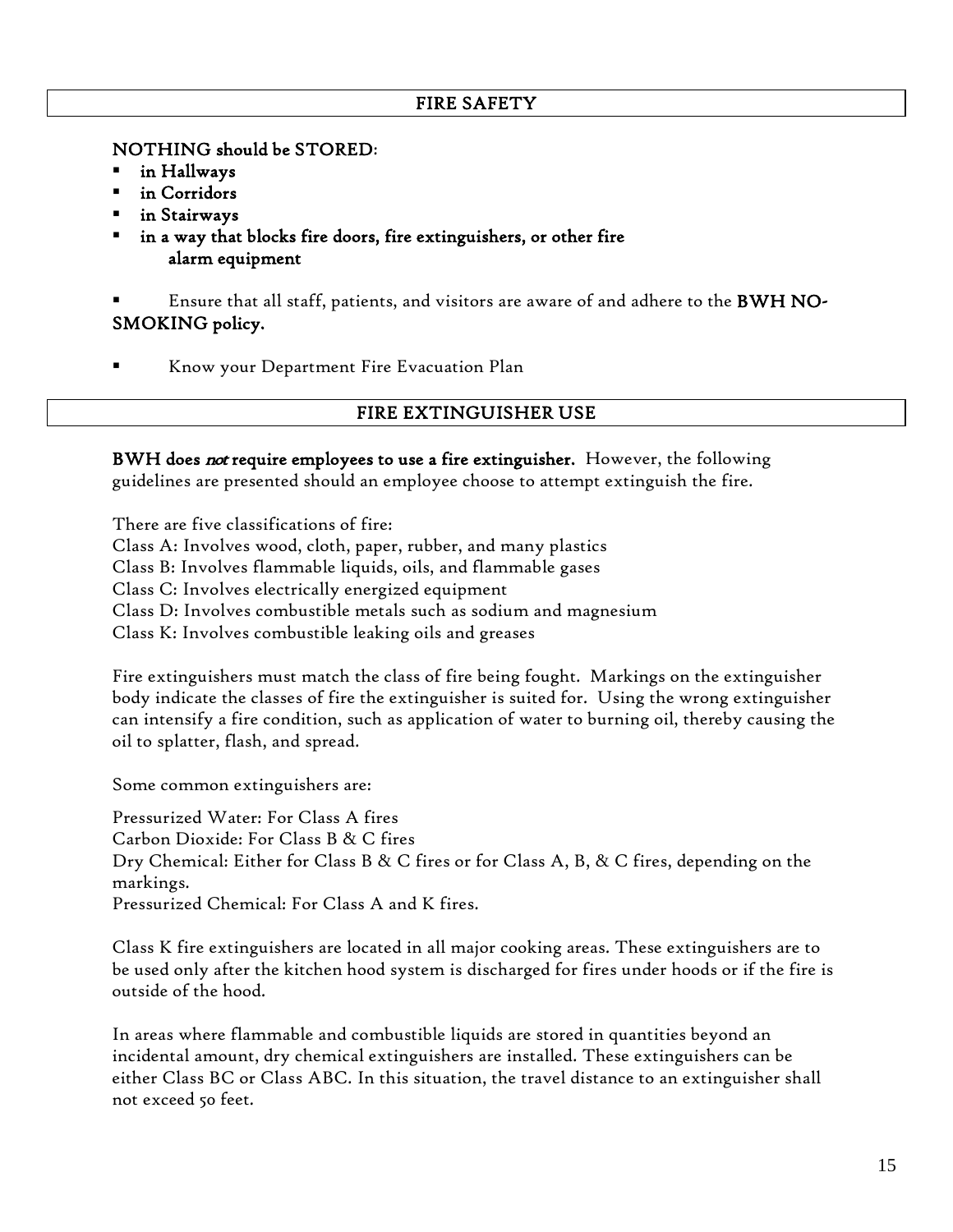## FIRE SAFETY

**NOTHING should be STORED:**

- **in Hallways**
- **in Corridors**
- **in Stairways**
- **in a way that blocks fire doors, fire extinguishers, or other fire alarm equipment**

- Ensure that all staff, patients, and visitors are aware of and adhere to the **BWH NO-SMOKING policy.**

- Know your Department Fire Evacuation Plan

## FIRE EXTINGUISHER USE

**BWH does *not* require employees to use a fire extinguisher.** However, the following guidelines are presented should an employee choose to attempt extinguish the fire.

There are five classifications of fire:
Class A: Involves wood, cloth, paper, rubber, and many plastics
Class B: Involves flammable liquids, oils, and flammable gases
Class C: Involves electrically energized equipment
Class D: Involves combustible metals such as sodium and magnesium
Class K: Involves combustible leaking oils and greases

Fire extinguishers must match the class of fire being fought. Markings on the extinguisher body indicate the classes of fire the extinguisher is suited for. Using the wrong extinguisher can intensify a fire condition, such as application of water to burning oil, thereby causing the oil to splatter, flash, and spread.

Some common extinguishers are:

Pressurized Water: For Class A fires
Carbon Dioxide: For Class B & C fires
Dry Chemical: Either for Class B & C fires or for Class A, B, & C fires, depending on the markings.
Pressurized Chemical: For Class A and K fires.

Class K fire extinguishers are located in all major cooking areas. These extinguishers are to be used only after the kitchen hood system is discharged for fires under hoods or if the fire is outside of the hood.

In areas where flammable and combustible liquids are stored in quantities beyond an incidental amount, dry chemical extinguishers are installed. These extinguishers can be either Class BC or Class ABC. In this situation, the travel distance to an extinguisher shall not exceed 50 feet.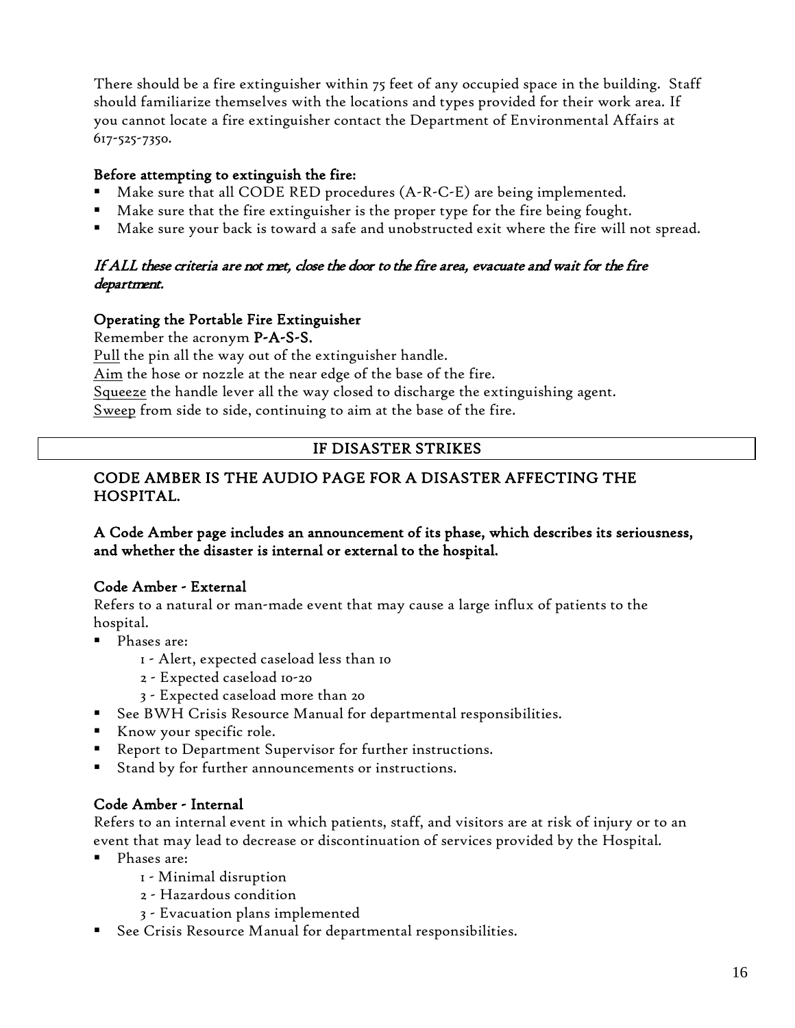There should be a fire extinguisher within 75 feet of any occupied space in the building. Staff should familiarize themselves with the locations and types provided for their work area. If you cannot locate a fire extinguisher contact the Department of Environmental Affairs at 617-525-7350.

**Before attempting to extinguish the fire:**

- Make sure that all CODE RED procedures (A-R-C-E) are being implemented.
- Make sure that the fire extinguisher is the proper type for the fire being fought.
- Make sure your back is toward a safe and unobstructed exit where the fire will not spread.

***If ALL these criteria are not met, close the door to the fire area, evacuate and wait for the fire department.***

**Operating the Portable Fire Extinguisher**

Remember the acronym **P-A-S-S.**

<u>Pull</u> the pin all the way out of the extinguisher handle.
<u>Aim</u> the hose or nozzle at the near edge of the base of the fire.
<u>Squeeze</u> the handle lever all the way closed to discharge the extinguishing agent.
<u>Sweep</u> from side to side, continuing to aim at the base of the fire.

## IF DISASTER STRIKES

### CODE AMBER IS THE AUDIO PAGE FOR A DISASTER AFFECTING THE HOSPITAL.

**A Code Amber page includes an announcement of its phase, which describes its seriousness, and whether the disaster is internal or external to the hospital.**

**Code Amber - External**

Refers to a natural or man-made event that may cause a large influx of patients to the hospital.

- Phases are:
  - 1 - Alert, expected caseload less than 10
  - 2 - Expected caseload 10-20
  - 3 - Expected caseload more than 20
- See BWH Crisis Resource Manual for departmental responsibilities.
- Know your specific role.
- Report to Department Supervisor for further instructions.
- Stand by for further announcements or instructions.

**Code Amber - Internal**

Refers to an internal event in which patients, staff, and visitors are at risk of injury or to an event that may lead to decrease or discontinuation of services provided by the Hospital.

- Phases are:
  - 1 - Minimal disruption
  - 2 - Hazardous condition
  - 3 - Evacuation plans implemented
- See Crisis Resource Manual for departmental responsibilities.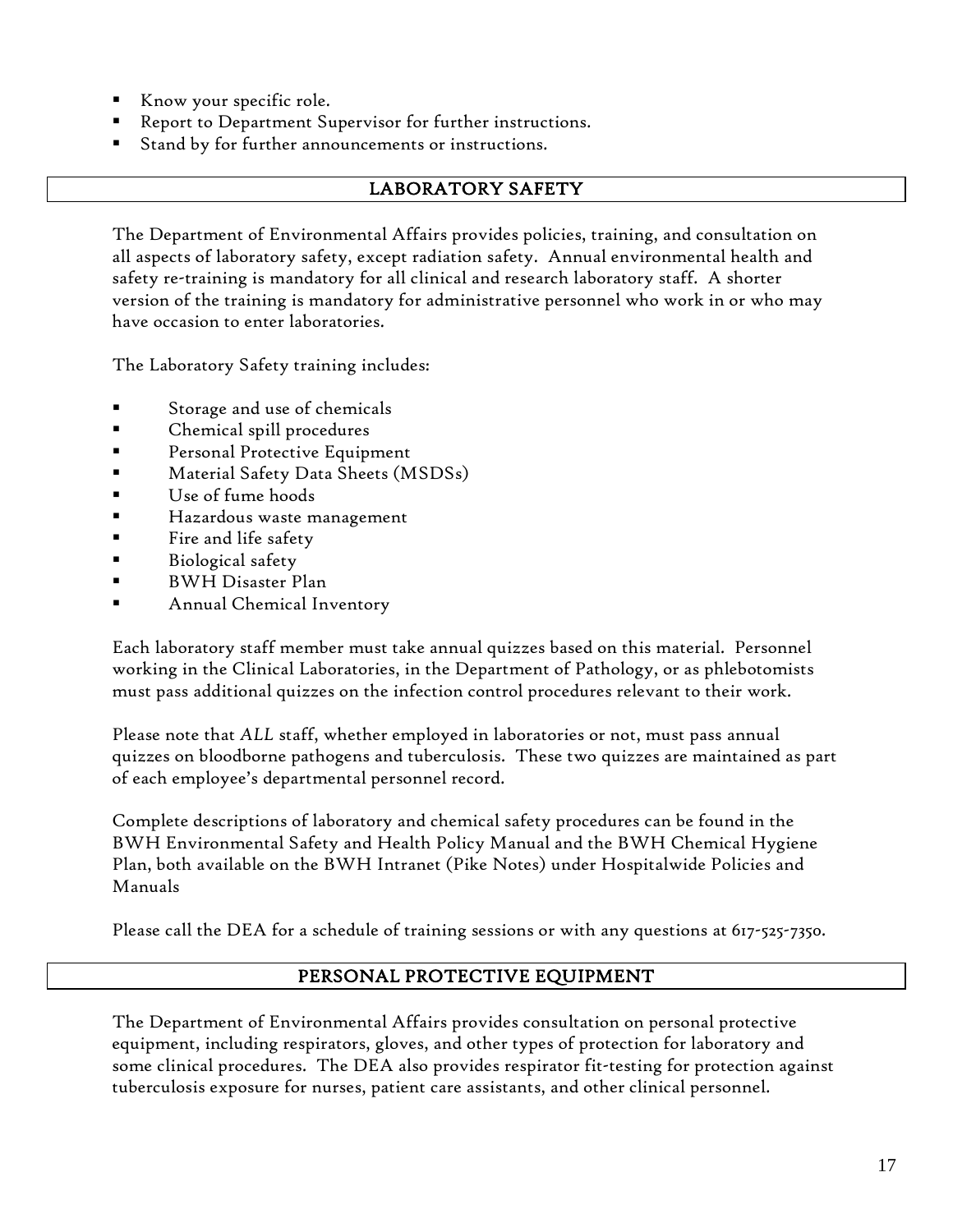- Know your specific role.
- Report to Department Supervisor for further instructions.
- Stand by for further announcements or instructions.

## LABORATORY SAFETY

The Department of Environmental Affairs provides policies, training, and consultation on all aspects of laboratory safety, except radiation safety. Annual environmental health and safety re-training is mandatory for all clinical and research laboratory staff. A shorter version of the training is mandatory for administrative personnel who work in or who may have occasion to enter laboratories.

The Laboratory Safety training includes:

- Storage and use of chemicals
- Chemical spill procedures
- Personal Protective Equipment
- Material Safety Data Sheets (MSDSs)
- Use of fume hoods
- Hazardous waste management
- Fire and life safety
- Biological safety
- BWH Disaster Plan
- Annual Chemical Inventory

Each laboratory staff member must take annual quizzes based on this material. Personnel working in the Clinical Laboratories, in the Department of Pathology, or as phlebotomists must pass additional quizzes on the infection control procedures relevant to their work.

Please note that *ALL* staff, whether employed in laboratories or not, must pass annual quizzes on bloodborne pathogens and tuberculosis. These two quizzes are maintained as part of each employee's departmental personnel record.

Complete descriptions of laboratory and chemical safety procedures can be found in the BWH Environmental Safety and Health Policy Manual and the BWH Chemical Hygiene Plan, both available on the BWH Intranet (Pike Notes) under Hospitalwide Policies and Manuals

Please call the DEA for a schedule of training sessions or with any questions at 617-525-7350.

## PERSONAL PROTECTIVE EQUIPMENT

The Department of Environmental Affairs provides consultation on personal protective equipment, including respirators, gloves, and other types of protection for laboratory and some clinical procedures. The DEA also provides respirator fit-testing for protection against tuberculosis exposure for nurses, patient care assistants, and other clinical personnel.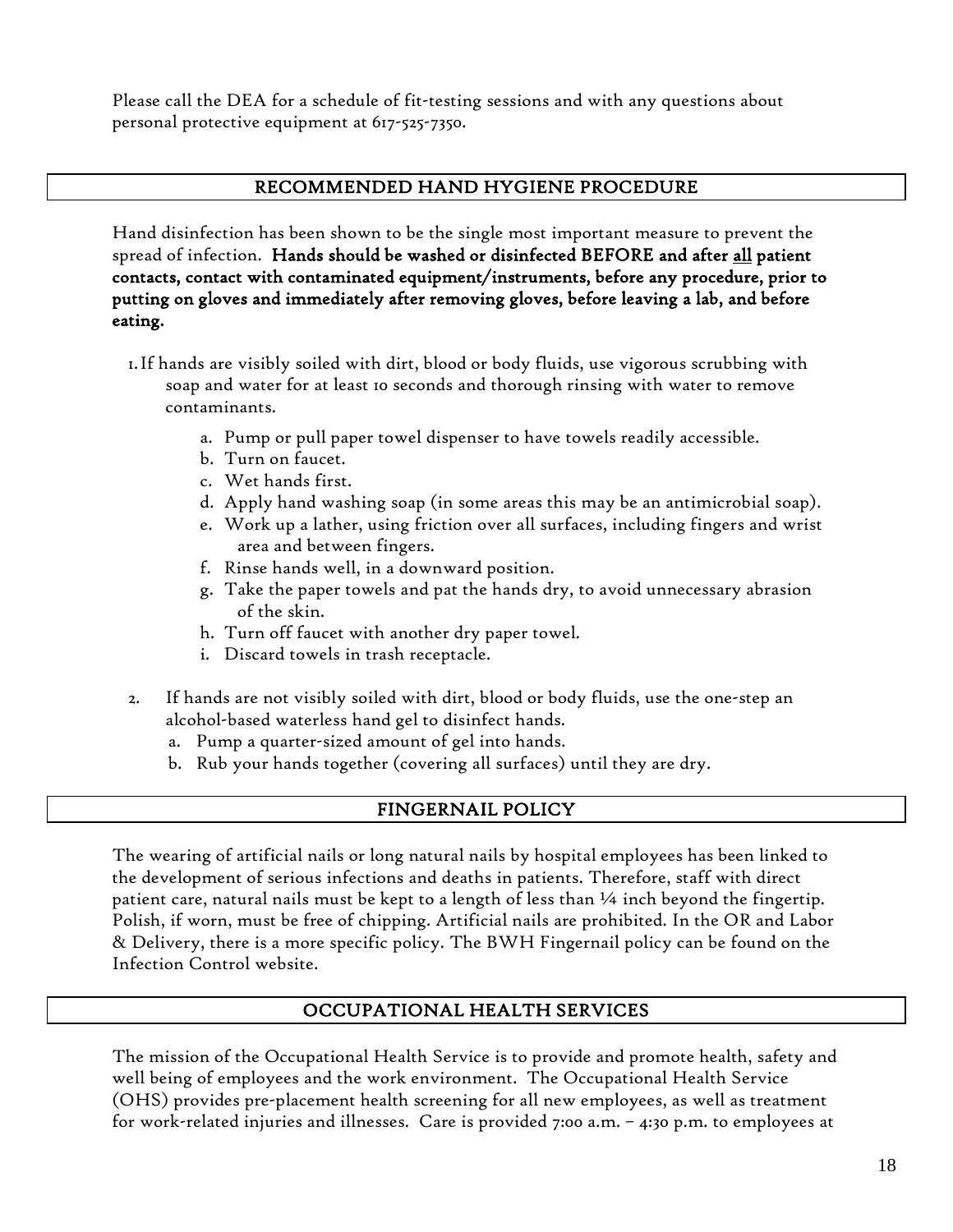Please call the DEA for a schedule of fit-testing sessions and with any questions about personal protective equipment at 617-525-7350.

## RECOMMENDED HAND HYGIENE PROCEDURE

Hand disinfection has been shown to be the single most important measure to prevent the spread of infection. **Hands should be washed or disinfected BEFORE and after <u>all</u> patient contacts, contact with contaminated equipment/instruments, before any procedure, prior to putting on gloves and immediately after removing gloves, before leaving a lab, and before eating.**

1. If hands are visibly soiled with dirt, blood or body fluids, use vigorous scrubbing with soap and water for at least 10 seconds and thorough rinsing with water to remove contaminants.
    a. Pump or pull paper towel dispenser to have towels readily accessible.
    b. Turn on faucet.
    c. Wet hands first.
    d. Apply hand washing soap (in some areas this may be an antimicrobial soap).
    e. Work up a lather, using friction over all surfaces, including fingers and wrist area and between fingers.
    f. Rinse hands well, in a downward position.
    g. Take the paper towels and pat the hands dry, to avoid unnecessary abrasion of the skin.
    h. Turn off faucet with another dry paper towel.
    i. Discard towels in trash receptacle.

2. If hands are not visibly soiled with dirt, blood or body fluids, use the one-step an alcohol-based waterless hand gel to disinfect hands.
    a. Pump a quarter-sized amount of gel into hands.
    b. Rub your hands together (covering all surfaces) until they are dry.

## FINGERNAIL POLICY

The wearing of artificial nails or long natural nails by hospital employees has been linked to the development of serious infections and deaths in patients. Therefore, staff with direct patient care, natural nails must be kept to a length of less than ¼ inch beyond the fingertip. Polish, if worn, must be free of chipping. Artificial nails are prohibited. In the OR and Labor & Delivery, there is a more specific policy. The BWH Fingernail policy can be found on the Infection Control website.

## OCCUPATIONAL HEALTH SERVICES

The mission of the Occupational Health Service is to provide and promote health, safety and well being of employees and the work environment. The Occupational Health Service (OHS) provides pre-placement health screening for all new employees, as well as treatment for work-related injuries and illnesses. Care is provided 7:00 a.m. – 4:30 p.m. to employees at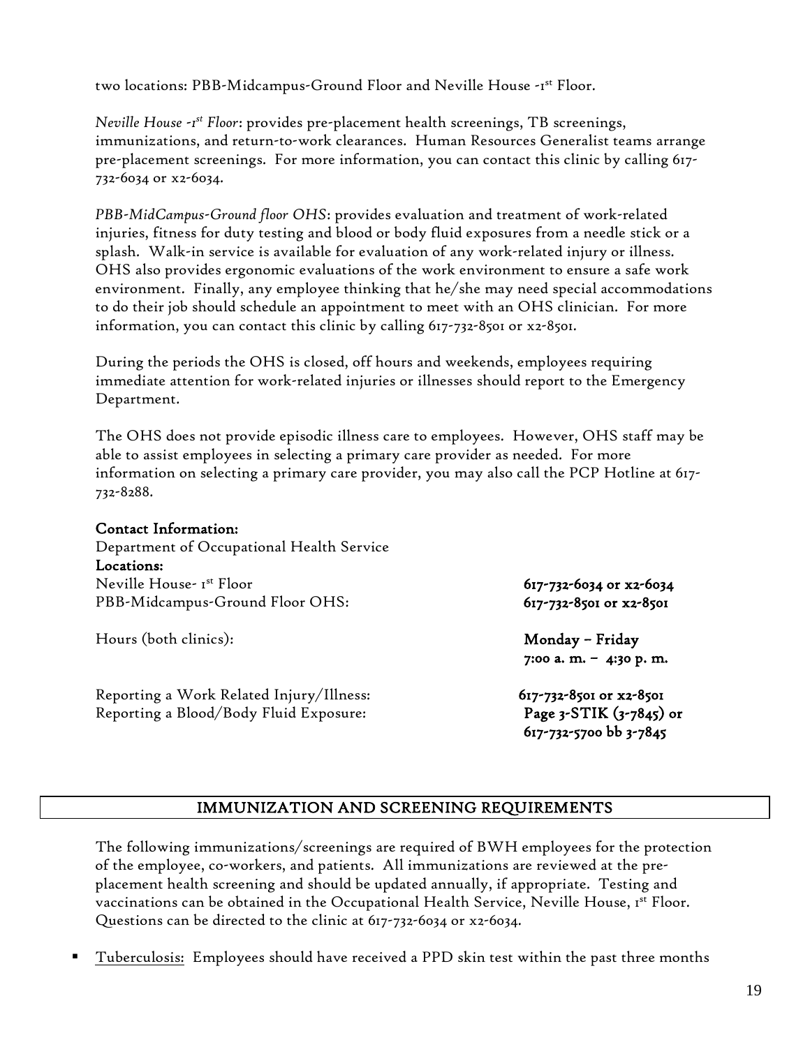two locations: PBB-Midcampus-Ground Floor and Neville House -1st Floor.

*Neville House -1st Floor*: provides pre-placement health screenings, TB screenings, immunizations, and return-to-work clearances. Human Resources Generalist teams arrange pre-placement screenings. For more information, you can contact this clinic by calling 617-732-6034 or x2-6034.

*PBB-MidCampus-Ground floor OHS*: provides evaluation and treatment of work-related injuries, fitness for duty testing and blood or body fluid exposures from a needle stick or a splash. Walk-in service is available for evaluation of any work-related injury or illness. OHS also provides ergonomic evaluations of the work environment to ensure a safe work environment. Finally, any employee thinking that he/she may need special accommodations to do their job should schedule an appointment to meet with an OHS clinician. For more information, you can contact this clinic by calling 617-732-8501 or x2-8501.

During the periods the OHS is closed, off hours and weekends, employees requiring immediate attention for work-related injuries or illnesses should report to the Emergency Department.

The OHS does not provide episodic illness care to employees. However, OHS staff may be able to assist employees in selecting a primary care provider as needed. For more information on selecting a primary care provider, you may also call the PCP Hotline at 617-732-8288.

**Contact Information:**

Department of Occupational Health Service

**Locations:**

| | |
|---|---|
| Neville House- 1st Floor | **617-732-6034 or x2-6034** |
| PBB-Midcampus-Ground Floor OHS: | **617-732-8501 or x2-8501** |
| Hours (both clinics): | **Monday – Friday 7:00 a. m. – 4:30 p. m.** |
| Reporting a Work Related Injury/Illness: | **617-732-8501 or x2-8501** |
| Reporting a Blood/Body Fluid Exposure: | **Page 3-STIK (3-7845) or 617-732-5700 bb 3-7845** |

## IMMUNIZATION AND SCREENING REQUIREMENTS

The following immunizations/screenings are required of BWH employees for the protection of the employee, co-workers, and patients. All immunizations are reviewed at the pre-placement health screening and should be updated annually, if appropriate. Testing and vaccinations can be obtained in the Occupational Health Service, Neville House, 1st Floor. Questions can be directed to the clinic at 617-732-6034 or x2-6034.

- Tuberculosis: Employees should have received a PPD skin test within the past three months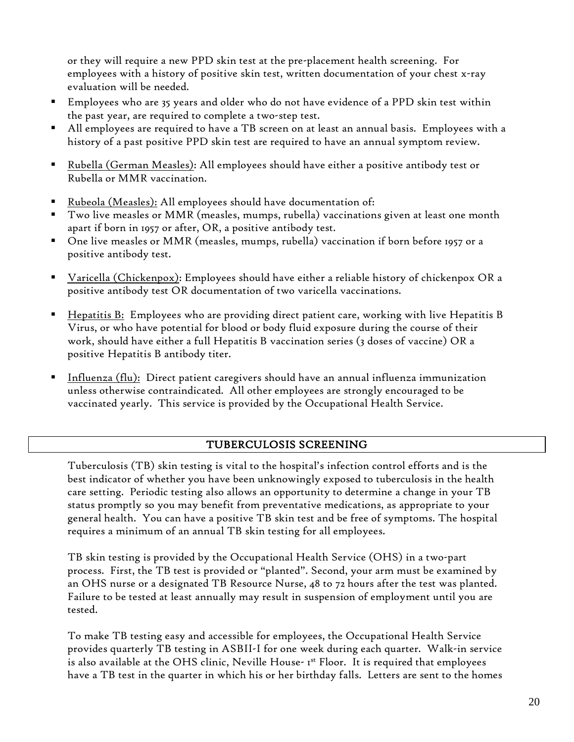or they will require a new PPD skin test at the pre-placement health screening. For employees with a history of positive skin test, written documentation of your chest x-ray evaluation will be needed.

- Employees who are 35 years and older who do not have evidence of a PPD skin test within the past year, are required to complete a two-step test.
- All employees are required to have a TB screen on at least an annual basis. Employees with a history of a past positive PPD skin test are required to have an annual symptom review.

- Rubella (German Measles): All employees should have either a positive antibody test or Rubella or MMR vaccination.

- Rubeola (Measles): All employees should have documentation of:
- Two live measles or MMR (measles, mumps, rubella) vaccinations given at least one month apart if born in 1957 or after, OR, a positive antibody test.
- One live measles or MMR (measles, mumps, rubella) vaccination if born before 1957 or a positive antibody test.

- Varicella (Chickenpox): Employees should have either a reliable history of chickenpox OR a positive antibody test OR documentation of two varicella vaccinations.

- Hepatitis B: Employees who are providing direct patient care, working with live Hepatitis B Virus, or who have potential for blood or body fluid exposure during the course of their work, should have either a full Hepatitis B vaccination series (3 doses of vaccine) OR a positive Hepatitis B antibody titer.

- Influenza (flu): Direct patient caregivers should have an annual influenza immunization unless otherwise contraindicated. All other employees are strongly encouraged to be vaccinated yearly. This service is provided by the Occupational Health Service.

## TUBERCULOSIS SCREENING

Tuberculosis (TB) skin testing is vital to the hospital's infection control efforts and is the best indicator of whether you have been unknowingly exposed to tuberculosis in the health care setting. Periodic testing also allows an opportunity to determine a change in your TB status promptly so you may benefit from preventative medications, as appropriate to your general health. You can have a positive TB skin test and be free of symptoms. The hospital requires a minimum of an annual TB skin testing for all employees.

TB skin testing is provided by the Occupational Health Service (OHS) in a two-part process. First, the TB test is provided or "planted". Second, your arm must be examined by an OHS nurse or a designated TB Resource Nurse, 48 to 72 hours after the test was planted. Failure to be tested at least annually may result in suspension of employment until you are tested.

To make TB testing easy and accessible for employees, the Occupational Health Service provides quarterly TB testing in ASBII-I for one week during each quarter. Walk-in service is also available at the OHS clinic, Neville House- 1st Floor. It is required that employees have a TB test in the quarter in which his or her birthday falls. Letters are sent to the homes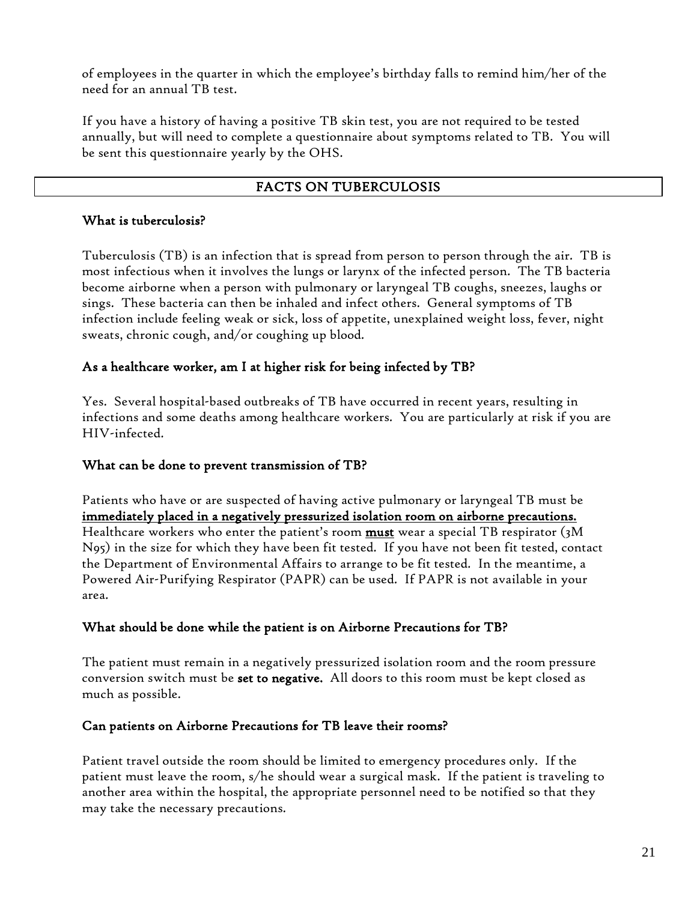of employees in the quarter in which the employee's birthday falls to remind him/her of the need for an annual TB test.

If you have a history of having a positive TB skin test, you are not required to be tested annually, but will need to complete a questionnaire about symptoms related to TB. You will be sent this questionnaire yearly by the OHS.

## FACTS ON TUBERCULOSIS

### What is tuberculosis?

Tuberculosis (TB) is an infection that is spread from person to person through the air. TB is most infectious when it involves the lungs or larynx of the infected person. The TB bacteria become airborne when a person with pulmonary or laryngeal TB coughs, sneezes, laughs or sings. These bacteria can then be inhaled and infect others. General symptoms of TB infection include feeling weak or sick, loss of appetite, unexplained weight loss, fever, night sweats, chronic cough, and/or coughing up blood.

### As a healthcare worker, am I at higher risk for being infected by TB?

Yes. Several hospital-based outbreaks of TB have occurred in recent years, resulting in infections and some deaths among healthcare workers. You are particularly at risk if you are HIV-infected.

### What can be done to prevent transmission of TB?

Patients who have or are suspected of having active pulmonary or laryngeal TB must be **immediately placed in a negatively pressurized isolation room on airborne precautions.** Healthcare workers who enter the patient's room **must** wear a special TB respirator (3M N95) in the size for which they have been fit tested. If you have not been fit tested, contact the Department of Environmental Affairs to arrange to be fit tested. In the meantime, a Powered Air-Purifying Respirator (PAPR) can be used. If PAPR is not available in your area.

### What should be done while the patient is on Airborne Precautions for TB?

The patient must remain in a negatively pressurized isolation room and the room pressure conversion switch must be **set to negative.** All doors to this room must be kept closed as much as possible.

### Can patients on Airborne Precautions for TB leave their rooms?

Patient travel outside the room should be limited to emergency procedures only. If the patient must leave the room, s/he should wear a surgical mask. If the patient is traveling to another area within the hospital, the appropriate personnel need to be notified so that they may take the necessary precautions.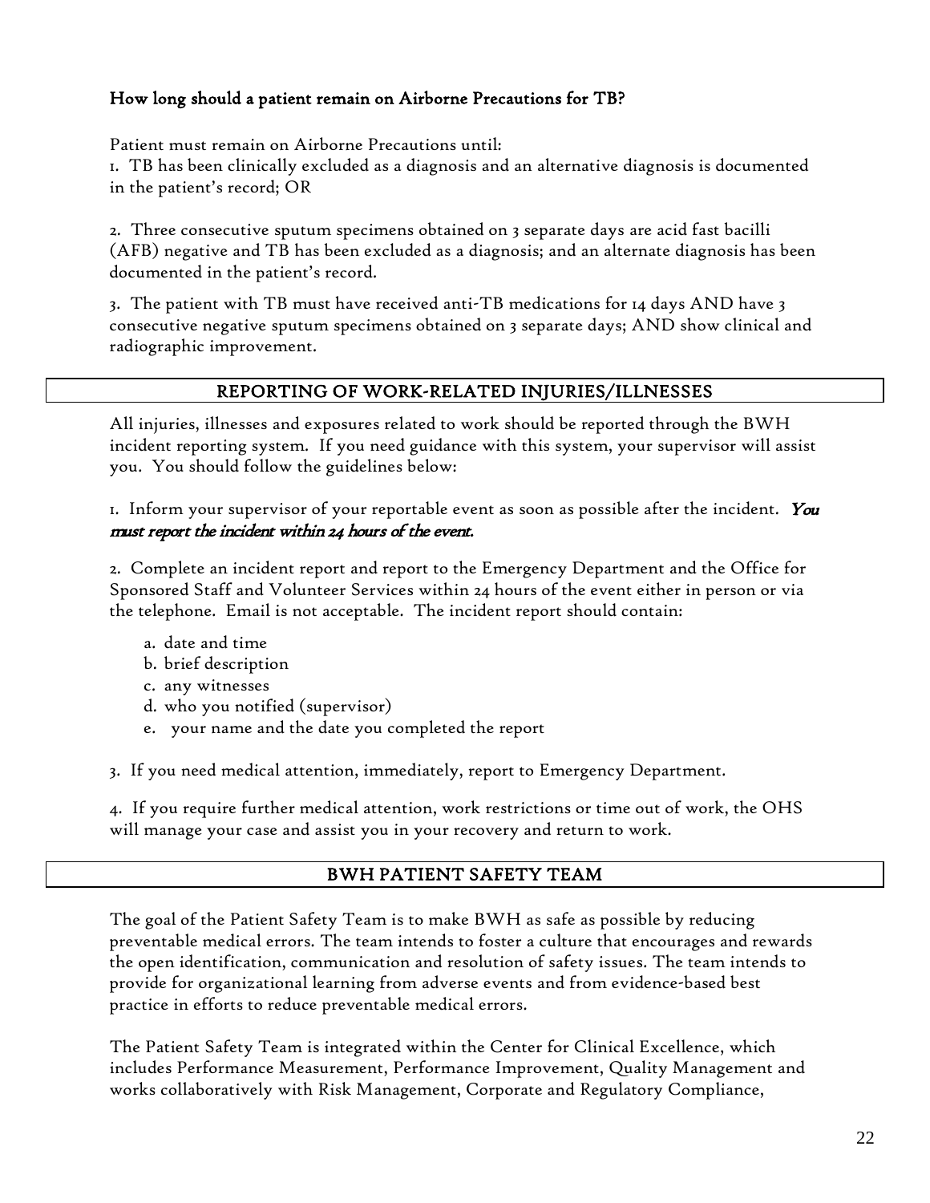**How long should a patient remain on Airborne Precautions for TB?**

Patient must remain on Airborne Precautions until:

1. TB has been clinically excluded as a diagnosis and an alternative diagnosis is documented in the patient's record; OR

2. Three consecutive sputum specimens obtained on 3 separate days are acid fast bacilli (AFB) negative and TB has been excluded as a diagnosis; and an alternate diagnosis has been documented in the patient's record.

3. The patient with TB must have received anti-TB medications for 14 days AND have 3 consecutive negative sputum specimens obtained on 3 separate days; AND show clinical and radiographic improvement.

## REPORTING OF WORK-RELATED INJURIES/ILLNESSES

All injuries, illnesses and exposures related to work should be reported through the BWH incident reporting system. If you need guidance with this system, your supervisor will assist you. You should follow the guidelines below:

1. Inform your supervisor of your reportable event as soon as possible after the incident. *You must report the incident within 24 hours of the event.*

2. Complete an incident report and report to the Emergency Department and the Office for Sponsored Staff and Volunteer Services within 24 hours of the event either in person or via the telephone. Email is not acceptable. The incident report should contain:

   a. date and time
   b. brief description
   c. any witnesses
   d. who you notified (supervisor)
   e. your name and the date you completed the report

3. If you need medical attention, immediately, report to Emergency Department.

4. If you require further medical attention, work restrictions or time out of work, the OHS will manage your case and assist you in your recovery and return to work.

## BWH PATIENT SAFETY TEAM

The goal of the Patient Safety Team is to make BWH as safe as possible by reducing preventable medical errors. The team intends to foster a culture that encourages and rewards the open identification, communication and resolution of safety issues. The team intends to provide for organizational learning from adverse events and from evidence-based best practice in efforts to reduce preventable medical errors.

The Patient Safety Team is integrated within the Center for Clinical Excellence, which includes Performance Measurement, Performance Improvement, Quality Management and works collaboratively with Risk Management, Corporate and Regulatory Compliance,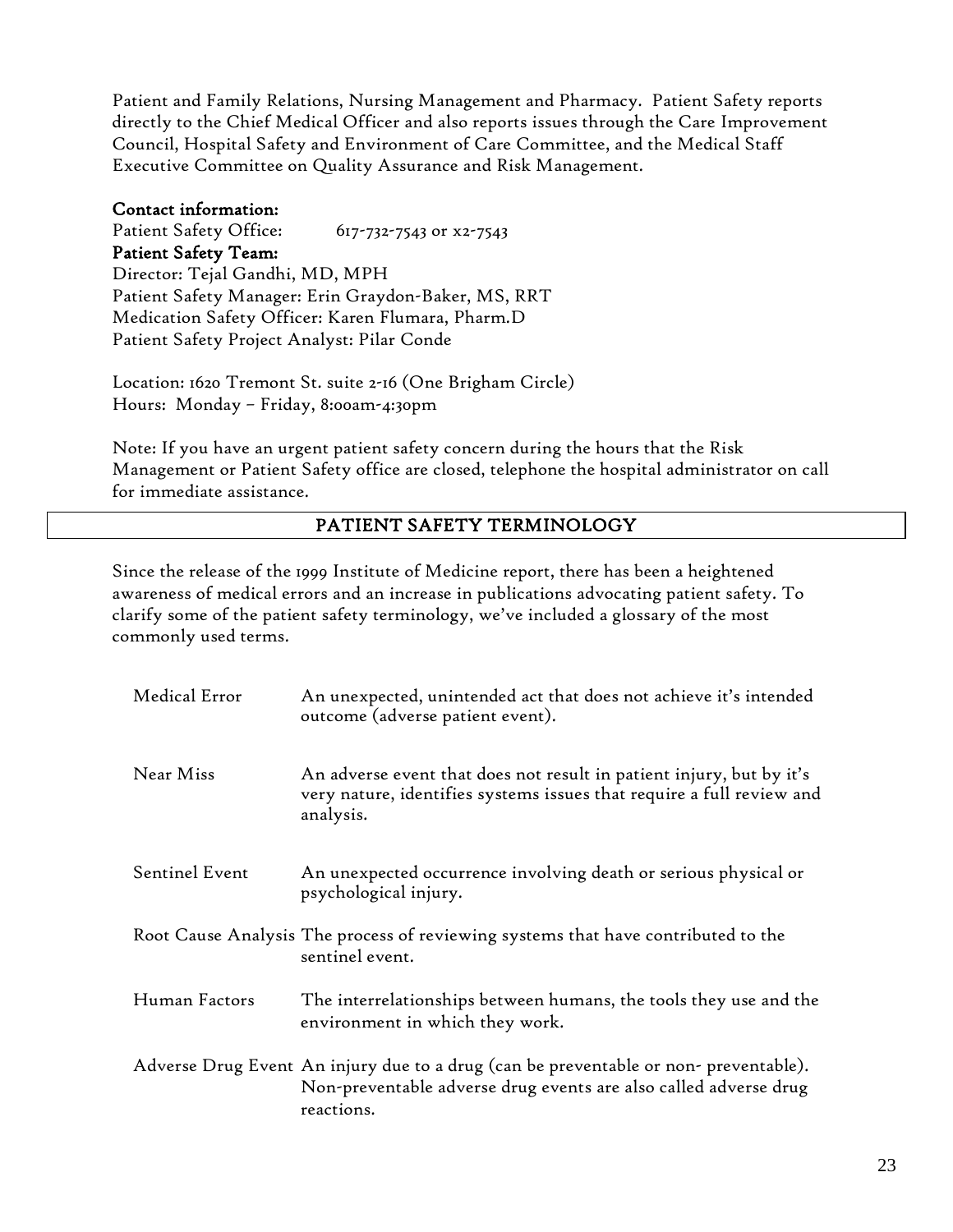Patient and Family Relations, Nursing Management and Pharmacy. Patient Safety reports directly to the Chief Medical Officer and also reports issues through the Care Improvement Council, Hospital Safety and Environment of Care Committee, and the Medical Staff Executive Committee on Quality Assurance and Risk Management.

**Contact information:**
Patient Safety Office: 617-732-7543 or x2-7543
**Patient Safety Team:**
Director: Tejal Gandhi, MD, MPH
Patient Safety Manager: Erin Graydon-Baker, MS, RRT
Medication Safety Officer: Karen Flumara, Pharm.D
Patient Safety Project Analyst: Pilar Conde

Location: 1620 Tremont St. suite 2-16 (One Brigham Circle)
Hours: Monday – Friday, 8:00am-4:30pm

Note: If you have an urgent patient safety concern during the hours that the Risk Management or Patient Safety office are closed, telephone the hospital administrator on call for immediate assistance.

## PATIENT SAFETY TERMINOLOGY

Since the release of the 1999 Institute of Medicine report, there has been a heightened awareness of medical errors and an increase in publications advocating patient safety. To clarify some of the patient safety terminology, we've included a glossary of the most commonly used terms.

| Term | Definition |
|---|---|
| Medical Error | An unexpected, unintended act that does not achieve it's intended outcome (adverse patient event). |
| Near Miss | An adverse event that does not result in patient injury, but by it's very nature, identifies systems issues that require a full review and analysis. |
| Sentinel Event | An unexpected occurrence involving death or serious physical or psychological injury. |
| Root Cause Analysis | The process of reviewing systems that have contributed to the sentinel event. |
| Human Factors | The interrelationships between humans, the tools they use and the environment in which they work. |
| Adverse Drug Event | An injury due to a drug (can be preventable or non- preventable). Non-preventable adverse drug events are also called adverse drug reactions. |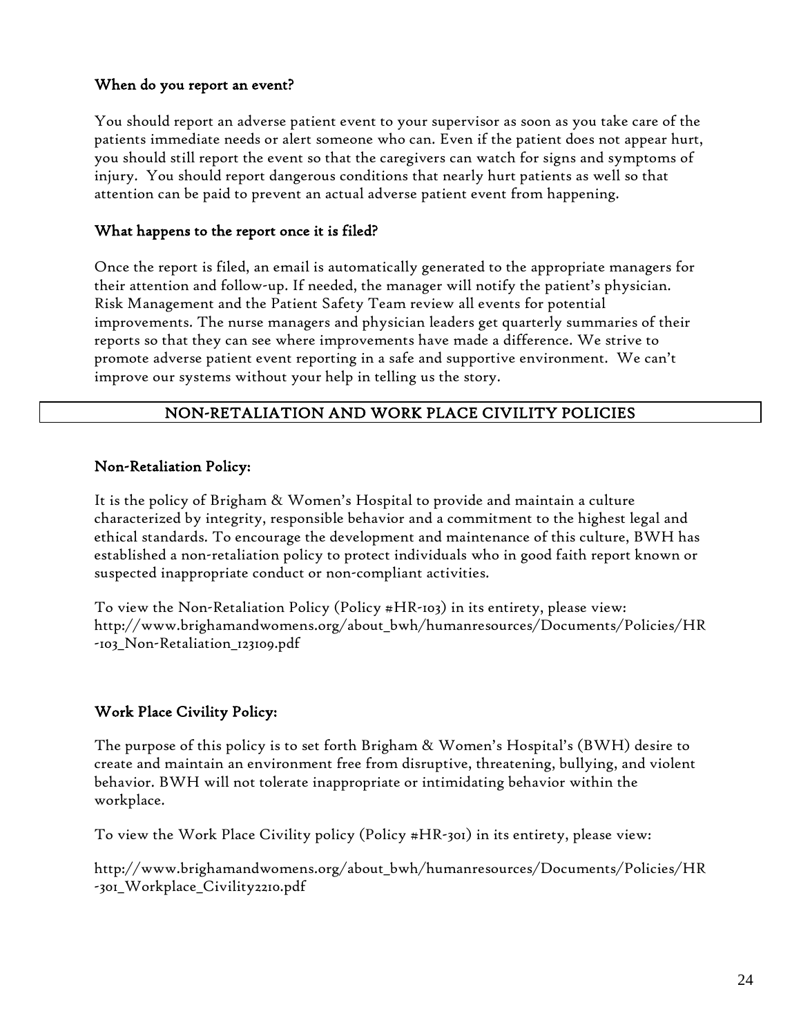### When do you report an event?

You should report an adverse patient event to your supervisor as soon as you take care of the patients immediate needs or alert someone who can. Even if the patient does not appear hurt, you should still report the event so that the caregivers can watch for signs and symptoms of injury. You should report dangerous conditions that nearly hurt patients as well so that attention can be paid to prevent an actual adverse patient event from happening.

### What happens to the report once it is filed?

Once the report is filed, an email is automatically generated to the appropriate managers for their attention and follow-up. If needed, the manager will notify the patient's physician. Risk Management and the Patient Safety Team review all events for potential improvements. The nurse managers and physician leaders get quarterly summaries of their reports so that they can see where improvements have made a difference. We strive to promote adverse patient event reporting in a safe and supportive environment. We can't improve our systems without your help in telling us the story.

## NON-RETALIATION AND WORK PLACE CIVILITY POLICIES

### Non-Retaliation Policy:

It is the policy of Brigham & Women's Hospital to provide and maintain a culture characterized by integrity, responsible behavior and a commitment to the highest legal and ethical standards. To encourage the development and maintenance of this culture, BWH has established a non-retaliation policy to protect individuals who in good faith report known or suspected inappropriate conduct or non-compliant activities.

To view the Non-Retaliation Policy (Policy #HR-103) in its entirety, please view: http://www.brighamandwomens.org/about_bwh/humanresources/Documents/Policies/HR-103_Non-Retaliation_123109.pdf

### Work Place Civility Policy:

The purpose of this policy is to set forth Brigham & Women's Hospital's (BWH) desire to create and maintain an environment free from disruptive, threatening, bullying, and violent behavior. BWH will not tolerate inappropriate or intimidating behavior within the workplace.

To view the Work Place Civility policy (Policy #HR-301) in its entirety, please view:

http://www.brighamandwomens.org/about_bwh/humanresources/Documents/Policies/HR-301_Workplace_Civility2210.pdf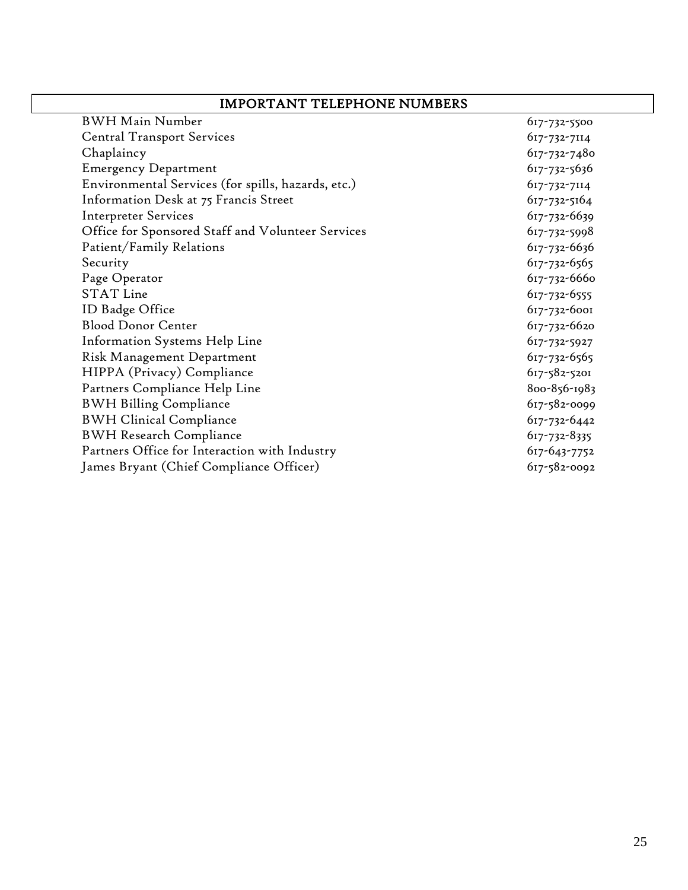## IMPORTANT TELEPHONE NUMBERS

| | |
|---|---|
| BWH Main Number | 617-732-5500 |
| Central Transport Services | 617-732-7114 |
| Chaplaincy | 617-732-7480 |
| Emergency Department | 617-732-5636 |
| Environmental Services (for spills, hazards, etc.) | 617-732-7114 |
| Information Desk at 75 Francis Street | 617-732-5164 |
| Interpreter Services | 617-732-6639 |
| Office for Sponsored Staff and Volunteer Services | 617-732-5998 |
| Patient/Family Relations | 617-732-6636 |
| Security | 617-732-6565 |
| Page Operator | 617-732-6660 |
| STAT Line | 617-732-6555 |
| ID Badge Office | 617-732-6001 |
| Blood Donor Center | 617-732-6620 |
| Information Systems Help Line | 617-732-5927 |
| Risk Management Department | 617-732-6565 |
| HIPPA (Privacy) Compliance | 617-582-5201 |
| Partners Compliance Help Line | 800-856-1983 |
| BWH Billing Compliance | 617-582-0099 |
| BWH Clinical Compliance | 617-732-6442 |
| BWH Research Compliance | 617-732-8335 |
| Partners Office for Interaction with Industry | 617-643-7752 |
| James Bryant (Chief Compliance Officer) | 617-582-0092 |